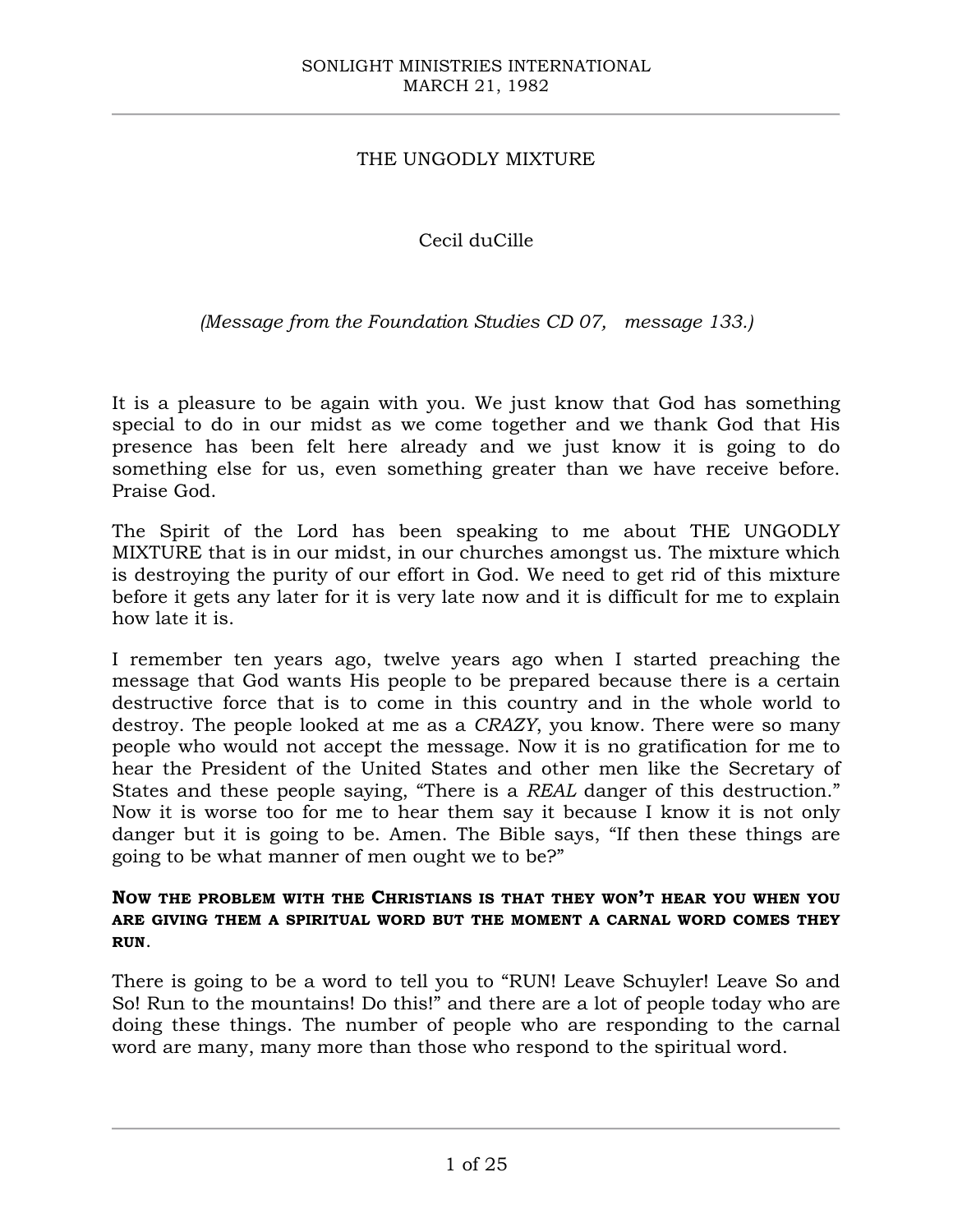SONLIGHT MINISTRIES INTERNATIONAL
MARCH 21, 1982

# THE UNGODLY MIXTURE

Cecil duCille

*(Message from the Foundation Studies CD 07, message 133.)*

It is a pleasure to be again with you. We just know that God has something special to do in our midst as we come together and we thank God that His presence has been felt here already and we just know it is going to do something else for us, even something greater than we have receive before. Praise God.

The Spirit of the Lord has been speaking to me about THE UNGODLY MIXTURE that is in our midst, in our churches amongst us. The mixture which is destroying the purity of our effort in God. We need to get rid of this mixture before it gets any later for it is very late now and it is difficult for me to explain how late it is.

I remember ten years ago, twelve years ago when I started preaching the message that God wants His people to be prepared because there is a certain destructive force that is to come in this country and in the whole world to destroy. The people looked at me as a *CRAZY*, you know. There were so many people who would not accept the message. Now it is no gratification for me to hear the President of the United States and other men like the Secretary of States and these people saying, "There is a *REAL* danger of this destruction." Now it is worse too for me to hear them say it because I know it is not only danger but it is going to be. Amen. The Bible says, "If then these things are going to be what manner of men ought we to be?"

**NOW THE PROBLEM WITH THE CHRISTIANS IS THAT THEY WON'T HEAR YOU WHEN YOU ARE GIVING THEM A SPIRITUAL WORD BUT THE MOMENT A CARNAL WORD COMES THEY RUN.**

There is going to be a word to tell you to "RUN! Leave Schuyler! Leave So and So! Run to the mountains! Do this!" and there are a lot of people today who are doing these things. The number of people who are responding to the carnal word are many, many more than those who respond to the spiritual word.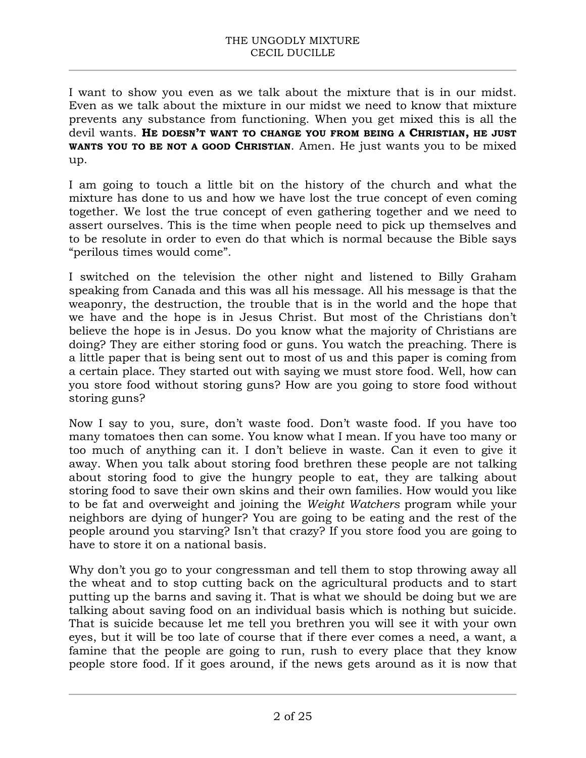I want to show you even as we talk about the mixture that is in our midst. Even as we talk about the mixture in our midst we need to know that mixture prevents any substance from functioning. When you get mixed this is all the devil wants. **He doesn't want to change you from being a Christian, he just wants you to be not a good Christian**. Amen. He just wants you to be mixed up.

I am going to touch a little bit on the history of the church and what the mixture has done to us and how we have lost the true concept of even coming together. We lost the true concept of even gathering together and we need to assert ourselves. This is the time when people need to pick up themselves and to be resolute in order to even do that which is normal because the Bible says "perilous times would come".

I switched on the television the other night and listened to Billy Graham speaking from Canada and this was all his message. All his message is that the weaponry, the destruction, the trouble that is in the world and the hope that we have and the hope is in Jesus Christ. But most of the Christians don't believe the hope is in Jesus. Do you know what the majority of Christians are doing? They are either storing food or guns. You watch the preaching. There is a little paper that is being sent out to most of us and this paper is coming from a certain place. They started out with saying we must store food. Well, how can you store food without storing guns? How are you going to store food without storing guns?

Now I say to you, sure, don't waste food. Don't waste food. If you have too many tomatoes then can some. You know what I mean. If you have too many or too much of anything can it. I don't believe in waste. Can it even to give it away. When you talk about storing food brethren these people are not talking about storing food to give the hungry people to eat, they are talking about storing food to save their own skins and their own families. How would you like to be fat and overweight and joining the *Weight Watchers* program while your neighbors are dying of hunger? You are going to be eating and the rest of the people around you starving? Isn't that crazy? If you store food you are going to have to store it on a national basis.

Why don't you go to your congressman and tell them to stop throwing away all the wheat and to stop cutting back on the agricultural products and to start putting up the barns and saving it. That is what we should be doing but we are talking about saving food on an individual basis which is nothing but suicide. That is suicide because let me tell you brethren you will see it with your own eyes, but it will be too late of course that if there ever comes a need, a want, a famine that the people are going to run, rush to every place that they know people store food. If it goes around, if the news gets around as it is now that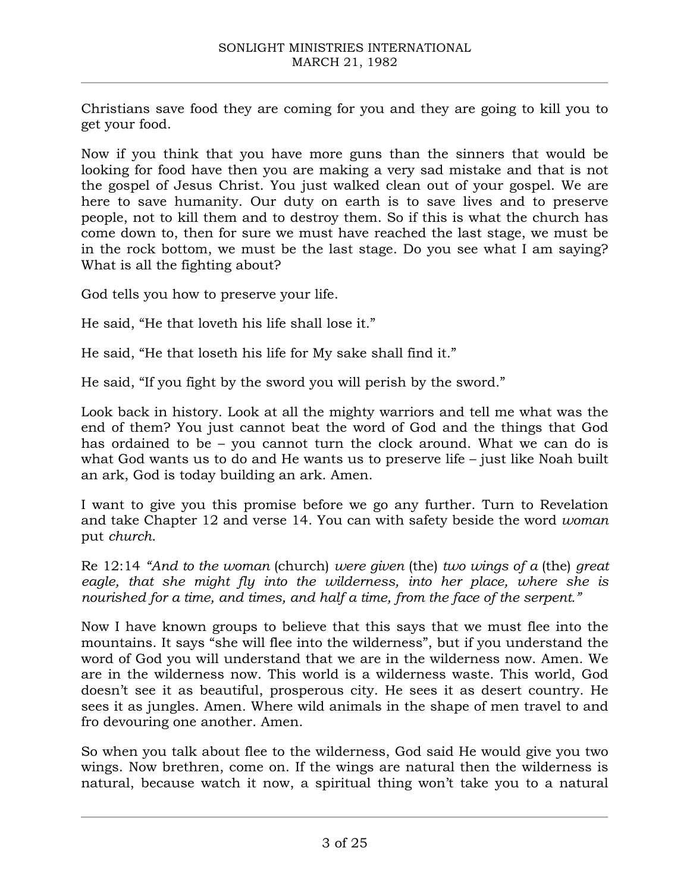Christians save food they are coming for you and they are going to kill you to get your food.

Now if you think that you have more guns than the sinners that would be looking for food have then you are making a very sad mistake and that is not the gospel of Jesus Christ. You just walked clean out of your gospel. We are here to save humanity. Our duty on earth is to save lives and to preserve people, not to kill them and to destroy them. So if this is what the church has come down to, then for sure we must have reached the last stage, we must be in the rock bottom, we must be the last stage. Do you see what I am saying? What is all the fighting about?

God tells you how to preserve your life.

He said, "He that loveth his life shall lose it."

He said, "He that loseth his life for My sake shall find it."

He said, "If you fight by the sword you will perish by the sword."

Look back in history. Look at all the mighty warriors and tell me what was the end of them? You just cannot beat the word of God and the things that God has ordained to be – you cannot turn the clock around. What we can do is what God wants us to do and He wants us to preserve life – just like Noah built an ark, God is today building an ark. Amen.

I want to give you this promise before we go any further. Turn to Revelation and take Chapter 12 and verse 14. You can with safety beside the word *woman* put *church*.

Re 12:14 *"And to the woman* (church) *were given* (the) *two wings of a* (the) *great eagle, that she might fly into the wilderness, into her place, where she is nourished for a time, and times, and half a time, from the face of the serpent."*

Now I have known groups to believe that this says that we must flee into the mountains. It says "she will flee into the wilderness", but if you understand the word of God you will understand that we are in the wilderness now. Amen. We are in the wilderness now. This world is a wilderness waste. This world, God doesn't see it as beautiful, prosperous city. He sees it as desert country. He sees it as jungles. Amen. Where wild animals in the shape of men travel to and fro devouring one another. Amen.

So when you talk about flee to the wilderness, God said He would give you two wings. Now brethren, come on. If the wings are natural then the wilderness is natural, because watch it now, a spiritual thing won't take you to a natural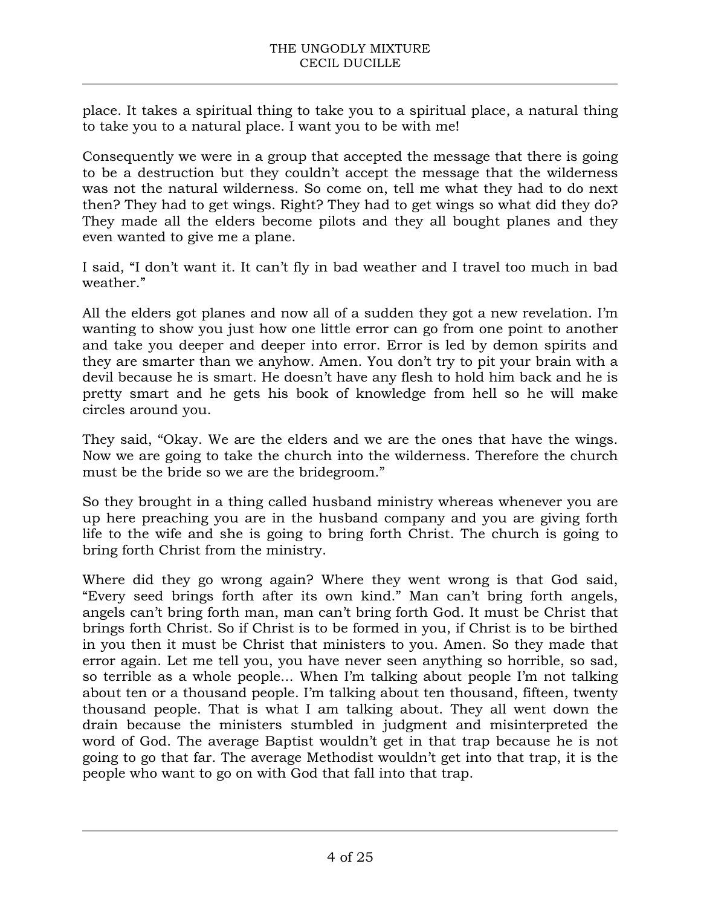place. It takes a spiritual thing to take you to a spiritual place, a natural thing to take you to a natural place. I want you to be with me!

Consequently we were in a group that accepted the message that there is going to be a destruction but they couldn't accept the message that the wilderness was not the natural wilderness. So come on, tell me what they had to do next then? They had to get wings. Right? They had to get wings so what did they do? They made all the elders become pilots and they all bought planes and they even wanted to give me a plane.

I said, "I don't want it. It can't fly in bad weather and I travel too much in bad weather."

All the elders got planes and now all of a sudden they got a new revelation. I'm wanting to show you just how one little error can go from one point to another and take you deeper and deeper into error. Error is led by demon spirits and they are smarter than we anyhow. Amen. You don't try to pit your brain with a devil because he is smart. He doesn't have any flesh to hold him back and he is pretty smart and he gets his book of knowledge from hell so he will make circles around you.

They said, "Okay. We are the elders and we are the ones that have the wings. Now we are going to take the church into the wilderness. Therefore the church must be the bride so we are the bridegroom."

So they brought in a thing called husband ministry whereas whenever you are up here preaching you are in the husband company and you are giving forth life to the wife and she is going to bring forth Christ. The church is going to bring forth Christ from the ministry.

Where did they go wrong again? Where they went wrong is that God said, "Every seed brings forth after its own kind." Man can't bring forth angels, angels can't bring forth man, man can't bring forth God. It must be Christ that brings forth Christ. So if Christ is to be formed in you, if Christ is to be birthed in you then it must be Christ that ministers to you. Amen. So they made that error again. Let me tell you, you have never seen anything so horrible, so sad, so terrible as a whole people... When I'm talking about people I'm not talking about ten or a thousand people. I'm talking about ten thousand, fifteen, twenty thousand people. That is what I am talking about. They all went down the drain because the ministers stumbled in judgment and misinterpreted the word of God. The average Baptist wouldn't get in that trap because he is not going to go that far. The average Methodist wouldn't get into that trap, it is the people who want to go on with God that fall into that trap.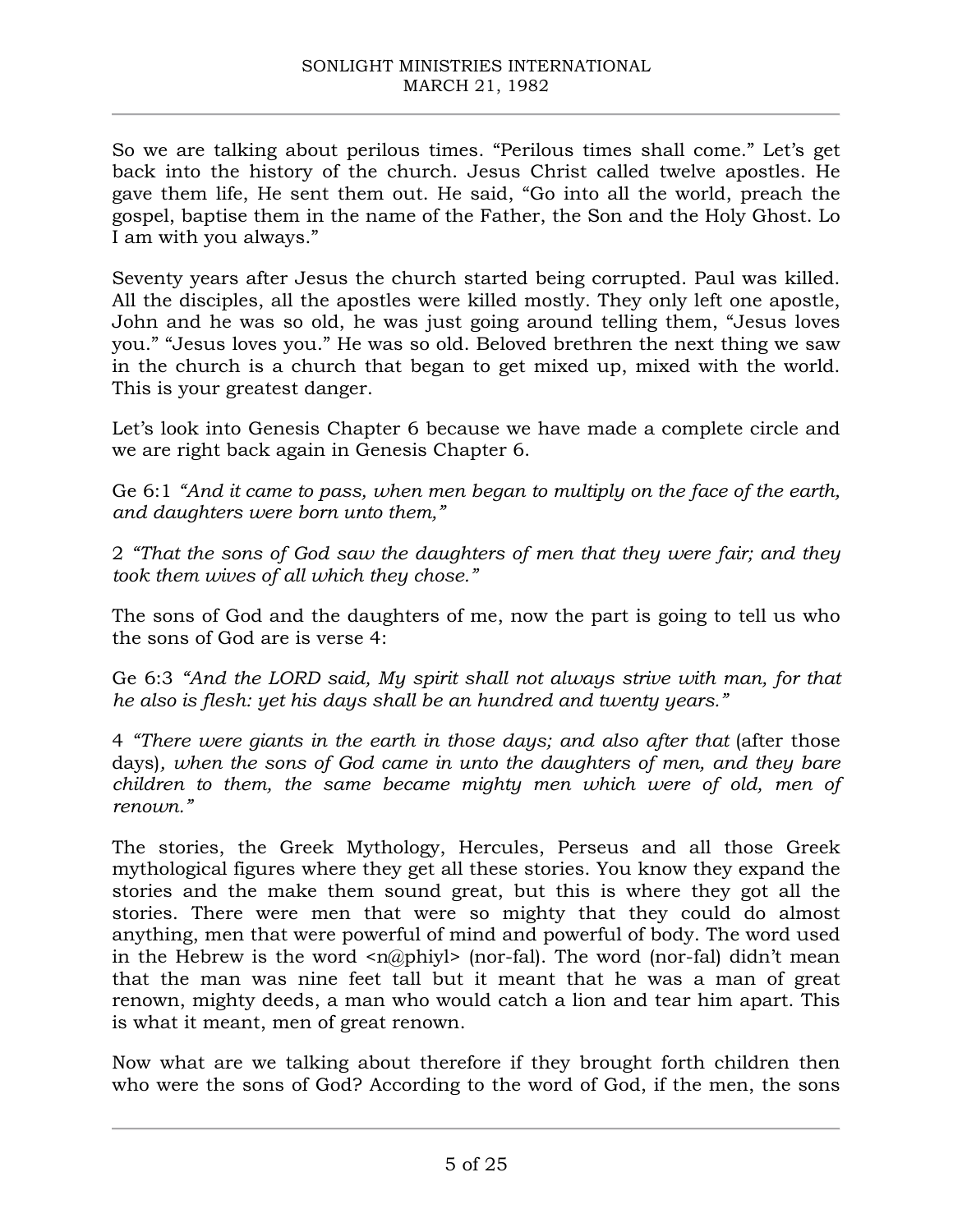So we are talking about perilous times. "Perilous times shall come." Let's get back into the history of the church. Jesus Christ called twelve apostles. He gave them life, He sent them out. He said, "Go into all the world, preach the gospel, baptise them in the name of the Father, the Son and the Holy Ghost. Lo I am with you always."

Seventy years after Jesus the church started being corrupted. Paul was killed. All the disciples, all the apostles were killed mostly. They only left one apostle, John and he was so old, he was just going around telling them, "Jesus loves you." "Jesus loves you." He was so old. Beloved brethren the next thing we saw in the church is a church that began to get mixed up, mixed with the world. This is your greatest danger.

Let's look into Genesis Chapter 6 because we have made a complete circle and we are right back again in Genesis Chapter 6.

Ge 6:1 *"And it came to pass, when men began to multiply on the face of the earth, and daughters were born unto them,"*

2 *"That the sons of God saw the daughters of men that they were fair; and they took them wives of all which they chose."*

The sons of God and the daughters of me, now the part is going to tell us who the sons of God are is verse 4:

Ge 6:3 *"And the LORD said, My spirit shall not always strive with man, for that he also is flesh: yet his days shall be an hundred and twenty years."*

4 *"There were giants in the earth in those days; and also after that* (after those days)*, when the sons of God came in unto the daughters of men, and they bare children to them, the same became mighty men which were of old, men of renown."*

The stories, the Greek Mythology, Hercules, Perseus and all those Greek mythological figures where they get all these stories. You know they expand the stories and the make them sound great, but this is where they got all the stories. There were men that were so mighty that they could do almost anything, men that were powerful of mind and powerful of body. The word used in the Hebrew is the word <n@phiyl> (nor-fal). The word (nor-fal) didn't mean that the man was nine feet tall but it meant that he was a man of great renown, mighty deeds, a man who would catch a lion and tear him apart. This is what it meant, men of great renown.

Now what are we talking about therefore if they brought forth children then who were the sons of God? According to the word of God, if the men, the sons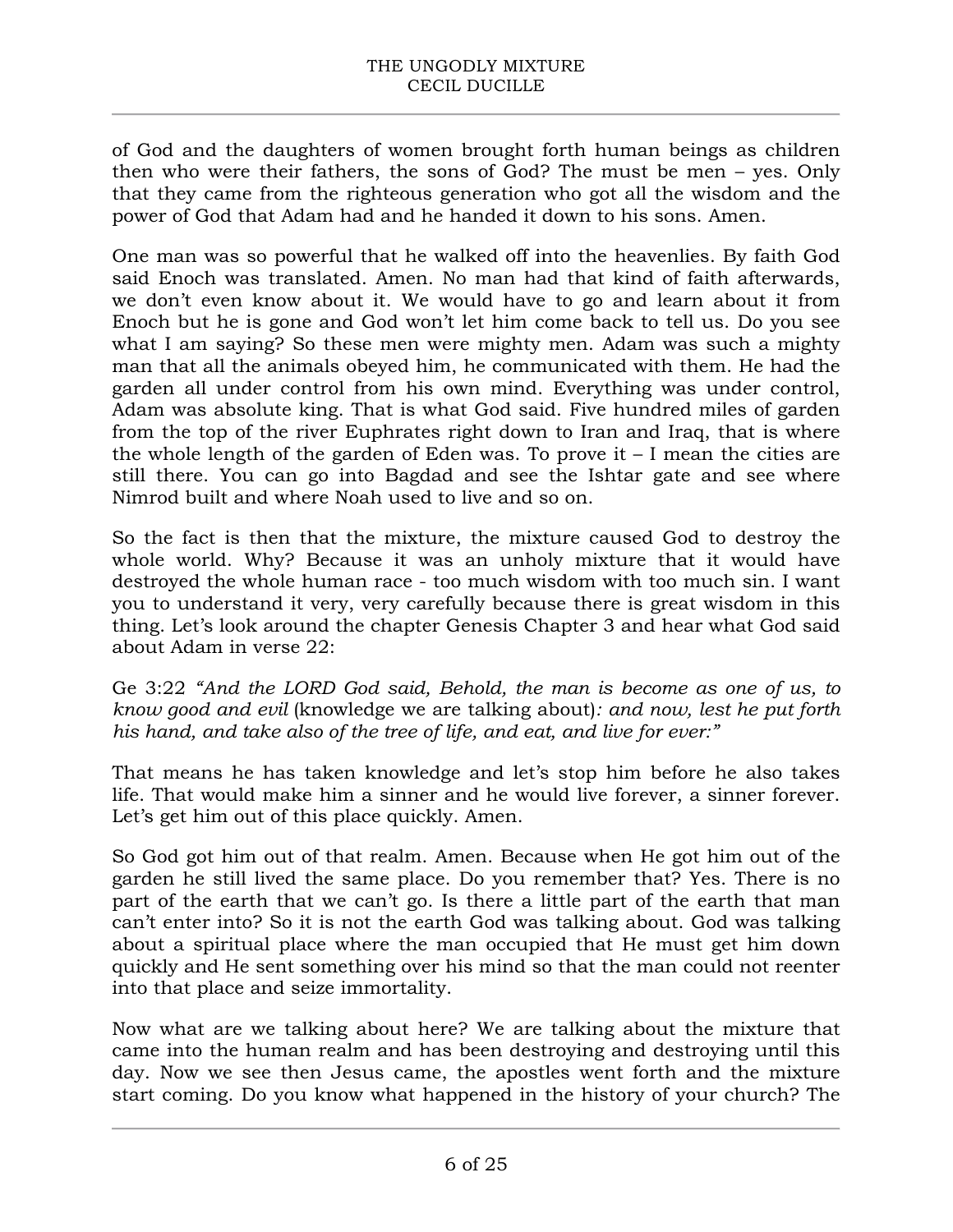of God and the daughters of women brought forth human beings as children then who were their fathers, the sons of God? The must be men – yes. Only that they came from the righteous generation who got all the wisdom and the power of God that Adam had and he handed it down to his sons. Amen.

One man was so powerful that he walked off into the heavenlies. By faith God said Enoch was translated. Amen. No man had that kind of faith afterwards, we don't even know about it. We would have to go and learn about it from Enoch but he is gone and God won't let him come back to tell us. Do you see what I am saying? So these men were mighty men. Adam was such a mighty man that all the animals obeyed him, he communicated with them. He had the garden all under control from his own mind. Everything was under control, Adam was absolute king. That is what God said. Five hundred miles of garden from the top of the river Euphrates right down to Iran and Iraq, that is where the whole length of the garden of Eden was. To prove it – I mean the cities are still there. You can go into Bagdad and see the Ishtar gate and see where Nimrod built and where Noah used to live and so on.

So the fact is then that the mixture, the mixture caused God to destroy the whole world. Why? Because it was an unholy mixture that it would have destroyed the whole human race - too much wisdom with too much sin. I want you to understand it very, very carefully because there is great wisdom in this thing. Let's look around the chapter Genesis Chapter 3 and hear what God said about Adam in verse 22:

Ge 3:22 *"And the LORD God said, Behold, the man is become as one of us, to know good and evil* (knowledge we are talking about)*: and now, lest he put forth his hand, and take also of the tree of life, and eat, and live for ever:"*

That means he has taken knowledge and let's stop him before he also takes life. That would make him a sinner and he would live forever, a sinner forever. Let's get him out of this place quickly. Amen.

So God got him out of that realm. Amen. Because when He got him out of the garden he still lived the same place. Do you remember that? Yes. There is no part of the earth that we can't go. Is there a little part of the earth that man can't enter into? So it is not the earth God was talking about. God was talking about a spiritual place where the man occupied that He must get him down quickly and He sent something over his mind so that the man could not reenter into that place and seize immortality.

Now what are we talking about here? We are talking about the mixture that came into the human realm and has been destroying and destroying until this day. Now we see then Jesus came, the apostles went forth and the mixture start coming. Do you know what happened in the history of your church? The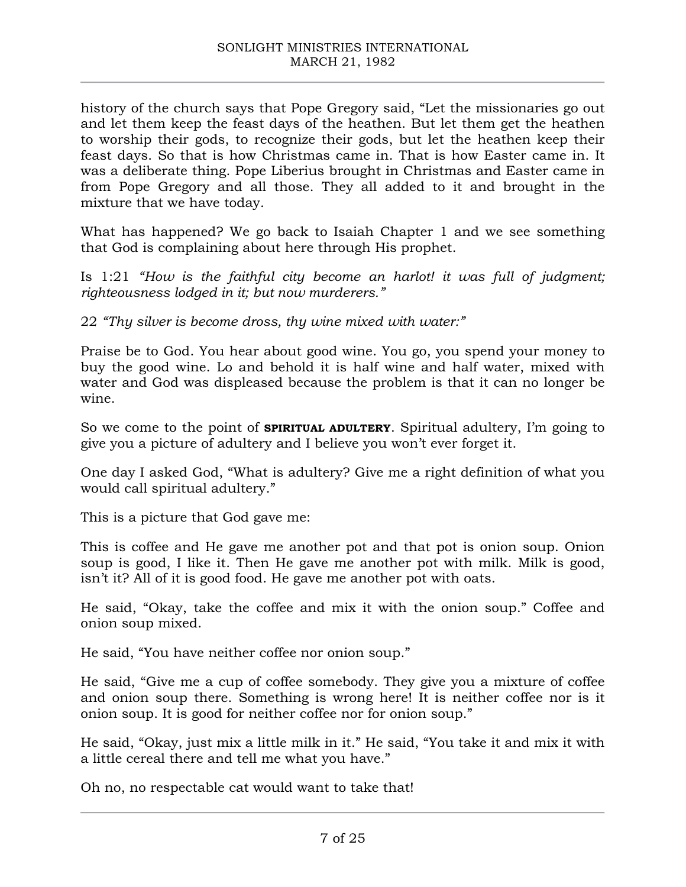history of the church says that Pope Gregory said, “Let the missionaries go out and let them keep the feast days of the heathen. But let them get the heathen to worship their gods, to recognize their gods, but let the heathen keep their feast days. So that is how Christmas came in. That is how Easter came in. It was a deliberate thing. Pope Liberius brought in Christmas and Easter came in from Pope Gregory and all those. They all added to it and brought in the mixture that we have today.

What has happened? We go back to Isaiah Chapter 1 and we see something that God is complaining about here through His prophet.

Is 1:21 *“How is the faithful city become an harlot! it was full of judgment; righteousness lodged in it; but now murderers.”*

22 *“Thy silver is become dross, thy wine mixed with water:”*

Praise be to God. You hear about good wine. You go, you spend your money to buy the good wine. Lo and behold it is half wine and half water, mixed with water and God was displeased because the problem is that it can no longer be wine.

So we come to the point of **SPIRITUAL ADULTERY**. Spiritual adultery, I’m going to give you a picture of adultery and I believe you won’t ever forget it.

One day I asked God, “What is adultery? Give me a right definition of what you would call spiritual adultery.”

This is a picture that God gave me:

This is coffee and He gave me another pot and that pot is onion soup. Onion soup is good, I like it. Then He gave me another pot with milk. Milk is good, isn’t it? All of it is good food. He gave me another pot with oats.

He said, “Okay, take the coffee and mix it with the onion soup.” Coffee and onion soup mixed.

He said, “You have neither coffee nor onion soup.”

He said, “Give me a cup of coffee somebody. They give you a mixture of coffee and onion soup there. Something is wrong here! It is neither coffee nor is it onion soup. It is good for neither coffee nor for onion soup.”

He said, “Okay, just mix a little milk in it.” He said, “You take it and mix it with a little cereal there and tell me what you have.”

Oh no, no respectable cat would want to take that!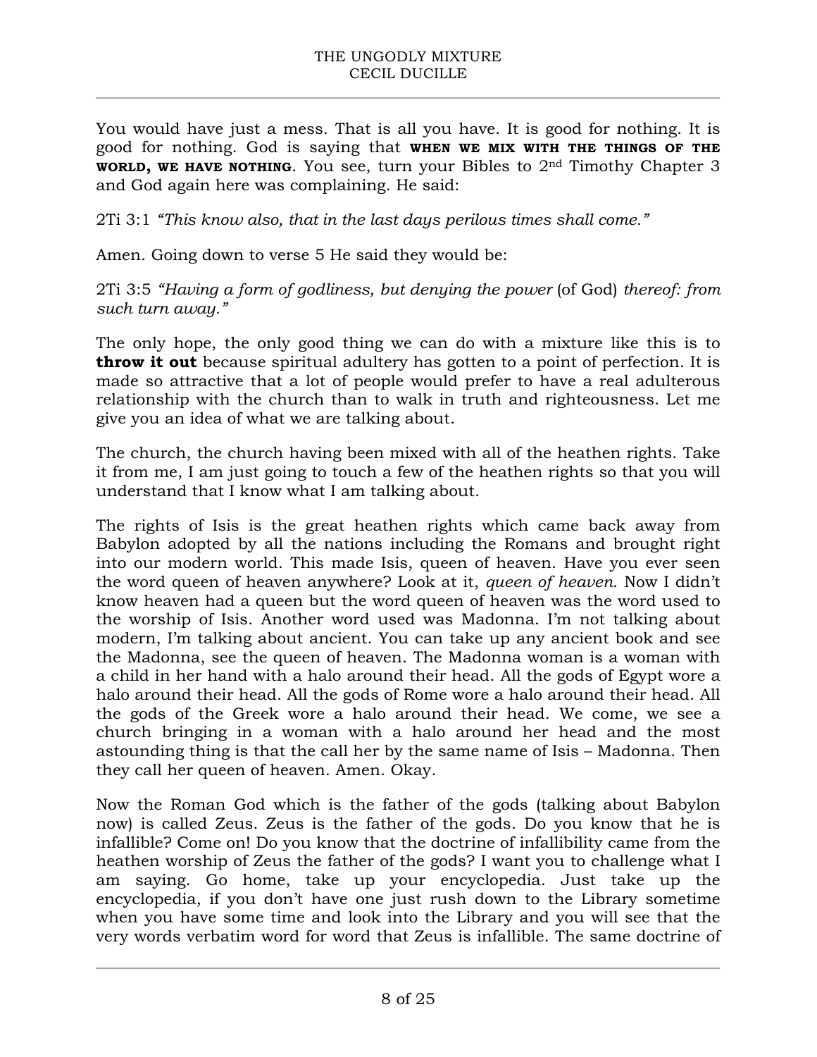You would have just a mess. That is all you have. It is good for nothing. It is good for nothing. God is saying that **WHEN WE MIX WITH THE THINGS OF THE WORLD, WE HAVE NOTHING**. You see, turn your Bibles to 2nd Timothy Chapter 3 and God again here was complaining. He said:

2Ti 3:1 *"This know also, that in the last days perilous times shall come."*

Amen. Going down to verse 5 He said they would be:

2Ti 3:5 *"Having a form of godliness, but denying the power* (of God) *thereof: from such turn away."*

The only hope, the only good thing we can do with a mixture like this is to **throw it out** because spiritual adultery has gotten to a point of perfection. It is made so attractive that a lot of people would prefer to have a real adulterous relationship with the church than to walk in truth and righteousness. Let me give you an idea of what we are talking about.

The church, the church having been mixed with all of the heathen rights. Take it from me, I am just going to touch a few of the heathen rights so that you will understand that I know what I am talking about.

The rights of Isis is the great heathen rights which came back away from Babylon adopted by all the nations including the Romans and brought right into our modern world. This made Isis, queen of heaven. Have you ever seen the word queen of heaven anywhere? Look at it, *queen of heaven*. Now I didn't know heaven had a queen but the word queen of heaven was the word used to the worship of Isis. Another word used was Madonna. I'm not talking about modern, I'm talking about ancient. You can take up any ancient book and see the Madonna, see the queen of heaven. The Madonna woman is a woman with a child in her hand with a halo around their head. All the gods of Egypt wore a halo around their head. All the gods of Rome wore a halo around their head. All the gods of the Greek wore a halo around their head. We come, we see a church bringing in a woman with a halo around her head and the most astounding thing is that the call her by the same name of Isis – Madonna. Then they call her queen of heaven. Amen. Okay.

Now the Roman God which is the father of the gods (talking about Babylon now) is called Zeus. Zeus is the father of the gods. Do you know that he is infallible? Come on! Do you know that the doctrine of infallibility came from the heathen worship of Zeus the father of the gods? I want you to challenge what I am saying. Go home, take up your encyclopedia. Just take up the encyclopedia, if you don't have one just rush down to the Library sometime when you have some time and look into the Library and you will see that the very words verbatim word for word that Zeus is infallible. The same doctrine of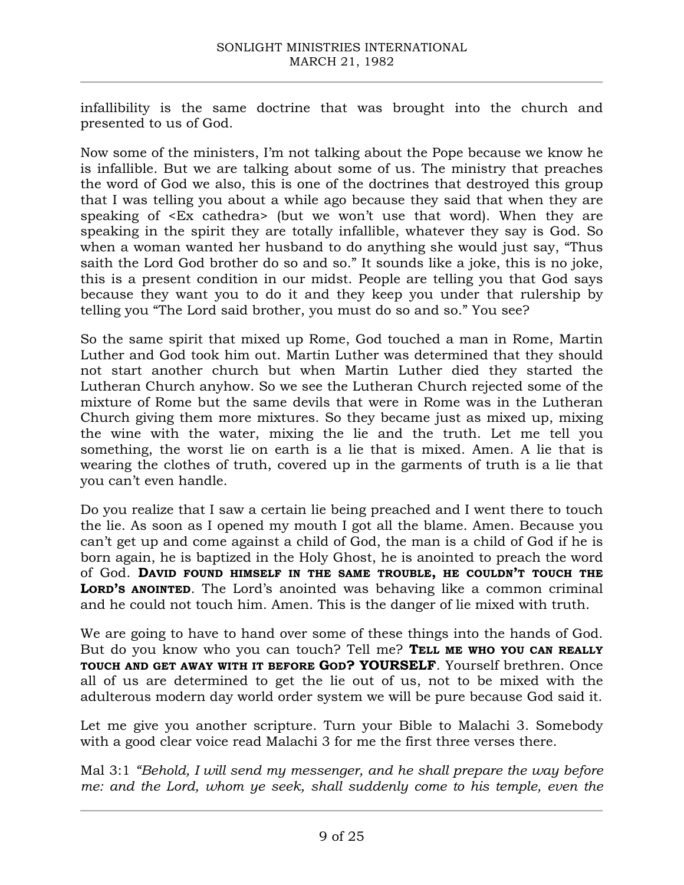infallibility is the same doctrine that was brought into the church and presented to us of God.

Now some of the ministers, I'm not talking about the Pope because we know he is infallible. But we are talking about some of us. The ministry that preaches the word of God we also, this is one of the doctrines that destroyed this group that I was telling you about a while ago because they said that when they are speaking of <Ex cathedra> (but we won't use that word). When they are speaking in the spirit they are totally infallible, whatever they say is God. So when a woman wanted her husband to do anything she would just say, "Thus saith the Lord God brother do so and so." It sounds like a joke, this is no joke, this is a present condition in our midst. People are telling you that God says because they want you to do it and they keep you under that rulership by telling you "The Lord said brother, you must do so and so." You see?

So the same spirit that mixed up Rome, God touched a man in Rome, Martin Luther and God took him out. Martin Luther was determined that they should not start another church but when Martin Luther died they started the Lutheran Church anyhow. So we see the Lutheran Church rejected some of the mixture of Rome but the same devils that were in Rome was in the Lutheran Church giving them more mixtures. So they became just as mixed up, mixing the wine with the water, mixing the lie and the truth. Let me tell you something, the worst lie on earth is a lie that is mixed. Amen. A lie that is wearing the clothes of truth, covered up in the garments of truth is a lie that you can't even handle.

Do you realize that I saw a certain lie being preached and I went there to touch the lie. As soon as I opened my mouth I got all the blame. Amen. Because you can't get up and come against a child of God, the man is a child of God if he is born again, he is baptized in the Holy Ghost, he is anointed to preach the word of God. **DAVID FOUND HIMSELF IN THE SAME TROUBLE, HE COULDN'T TOUCH THE LORD'S ANOINTED**. The Lord's anointed was behaving like a common criminal and he could not touch him. Amen. This is the danger of lie mixed with truth.

We are going to have to hand over some of these things into the hands of God. But do you know who you can touch? Tell me? **TELL ME WHO YOU CAN REALLY TOUCH AND GET AWAY WITH IT BEFORE GOD? YOURSELF**. Yourself brethren. Once all of us are determined to get the lie out of us, not to be mixed with the adulterous modern day world order system we will be pure because God said it.

Let me give you another scripture. Turn your Bible to Malachi 3. Somebody with a good clear voice read Malachi 3 for me the first three verses there.

Mal 3:1 *"Behold, I will send my messenger, and he shall prepare the way before me: and the Lord, whom ye seek, shall suddenly come to his temple, even the*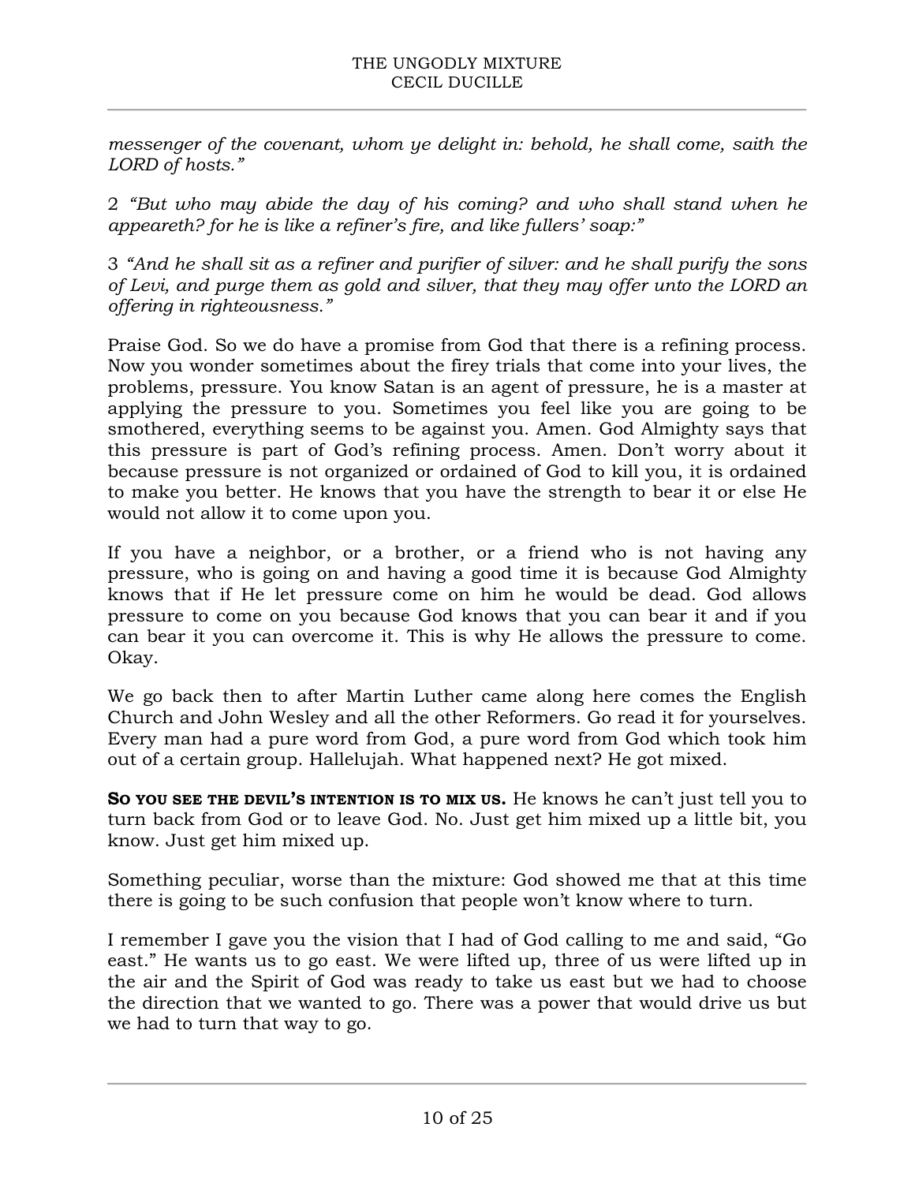*messenger of the covenant, whom ye delight in: behold, he shall come, saith the LORD of hosts."*

2 *"But who may abide the day of his coming? and who shall stand when he appeareth? for he is like a refiner's fire, and like fullers' soap:"*

3 *"And he shall sit as a refiner and purifier of silver: and he shall purify the sons of Levi, and purge them as gold and silver, that they may offer unto the LORD an offering in righteousness."*

Praise God. So we do have a promise from God that there is a refining process. Now you wonder sometimes about the firey trials that come into your lives, the problems, pressure. You know Satan is an agent of pressure, he is a master at applying the pressure to you. Sometimes you feel like you are going to be smothered, everything seems to be against you. Amen. God Almighty says that this pressure is part of God's refining process. Amen. Don't worry about it because pressure is not organized or ordained of God to kill you, it is ordained to make you better. He knows that you have the strength to bear it or else He would not allow it to come upon you.

If you have a neighbor, or a brother, or a friend who is not having any pressure, who is going on and having a good time it is because God Almighty knows that if He let pressure come on him he would be dead. God allows pressure to come on you because God knows that you can bear it and if you can bear it you can overcome it. This is why He allows the pressure to come. Okay.

We go back then to after Martin Luther came along here comes the English Church and John Wesley and all the other Reformers. Go read it for yourselves. Every man had a pure word from God, a pure word from God which took him out of a certain group. Hallelujah. What happened next? He got mixed.

**SO YOU SEE THE DEVIL'S INTENTION IS TO MIX US.** He knows he can't just tell you to turn back from God or to leave God. No. Just get him mixed up a little bit, you know. Just get him mixed up.

Something peculiar, worse than the mixture: God showed me that at this time there is going to be such confusion that people won't know where to turn.

I remember I gave you the vision that I had of God calling to me and said, "Go east." He wants us to go east. We were lifted up, three of us were lifted up in the air and the Spirit of God was ready to take us east but we had to choose the direction that we wanted to go. There was a power that would drive us but we had to turn that way to go.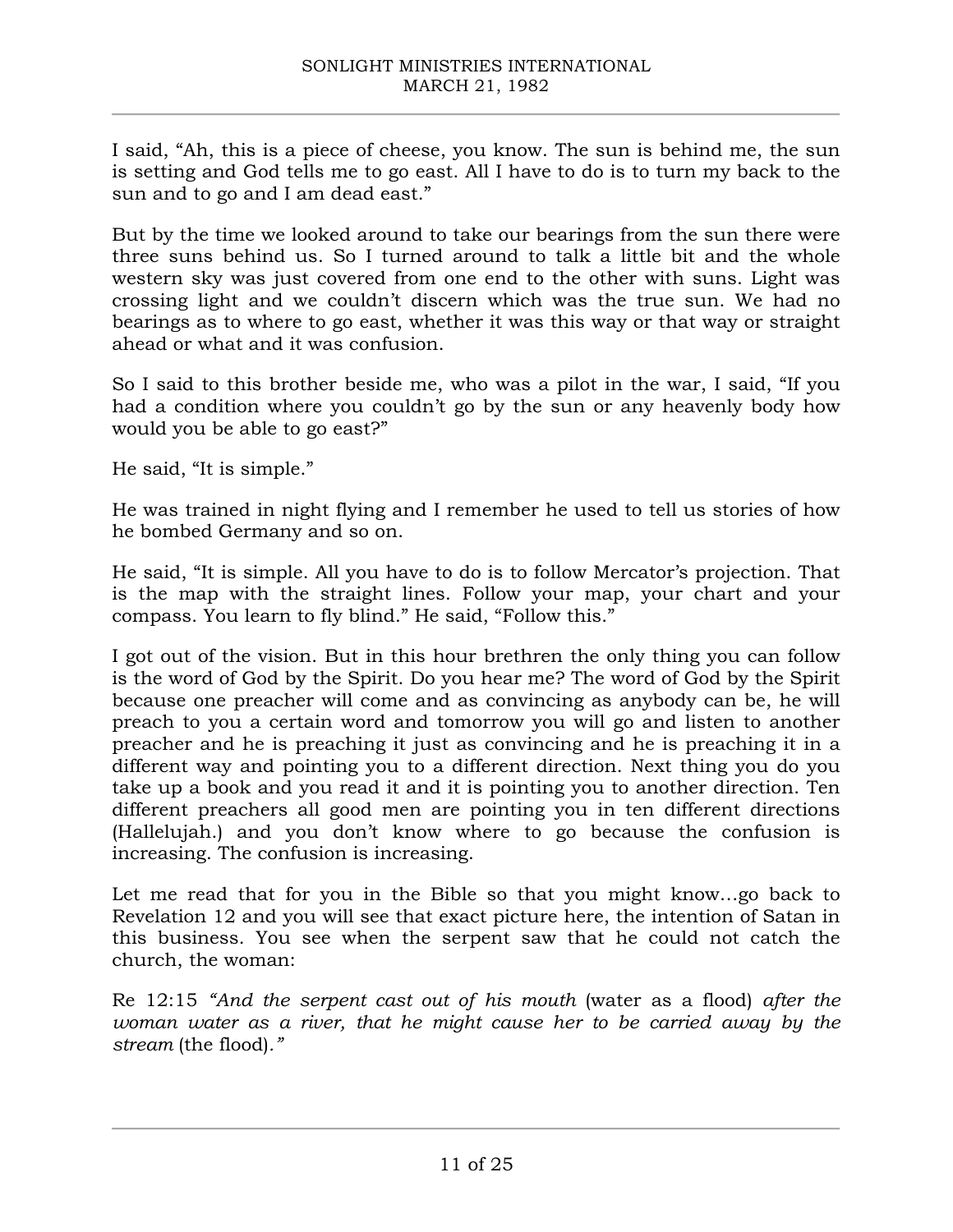I said, "Ah, this is a piece of cheese, you know. The sun is behind me, the sun is setting and God tells me to go east. All I have to do is to turn my back to the sun and to go and I am dead east."

But by the time we looked around to take our bearings from the sun there were three suns behind us. So I turned around to talk a little bit and the whole western sky was just covered from one end to the other with suns. Light was crossing light and we couldn't discern which was the true sun. We had no bearings as to where to go east, whether it was this way or that way or straight ahead or what and it was confusion.

So I said to this brother beside me, who was a pilot in the war, I said, "If you had a condition where you couldn't go by the sun or any heavenly body how would you be able to go east?"

He said, "It is simple."

He was trained in night flying and I remember he used to tell us stories of how he bombed Germany and so on.

He said, "It is simple. All you have to do is to follow Mercator's projection. That is the map with the straight lines. Follow your map, your chart and your compass. You learn to fly blind." He said, "Follow this."

I got out of the vision. But in this hour brethren the only thing you can follow is the word of God by the Spirit. Do you hear me? The word of God by the Spirit because one preacher will come and as convincing as anybody can be, he will preach to you a certain word and tomorrow you will go and listen to another preacher and he is preaching it just as convincing and he is preaching it in a different way and pointing you to a different direction. Next thing you do you take up a book and you read it and it is pointing you to another direction. Ten different preachers all good men are pointing you in ten different directions (Hallelujah.) and you don't know where to go because the confusion is increasing. The confusion is increasing.

Let me read that for you in the Bible so that you might know…go back to Revelation 12 and you will see that exact picture here, the intention of Satan in this business. You see when the serpent saw that he could not catch the church, the woman:

Re 12:15 *"And the serpent cast out of his mouth* (water as a flood) *after the woman water as a river, that he might cause her to be carried away by the stream* (the flood)*."*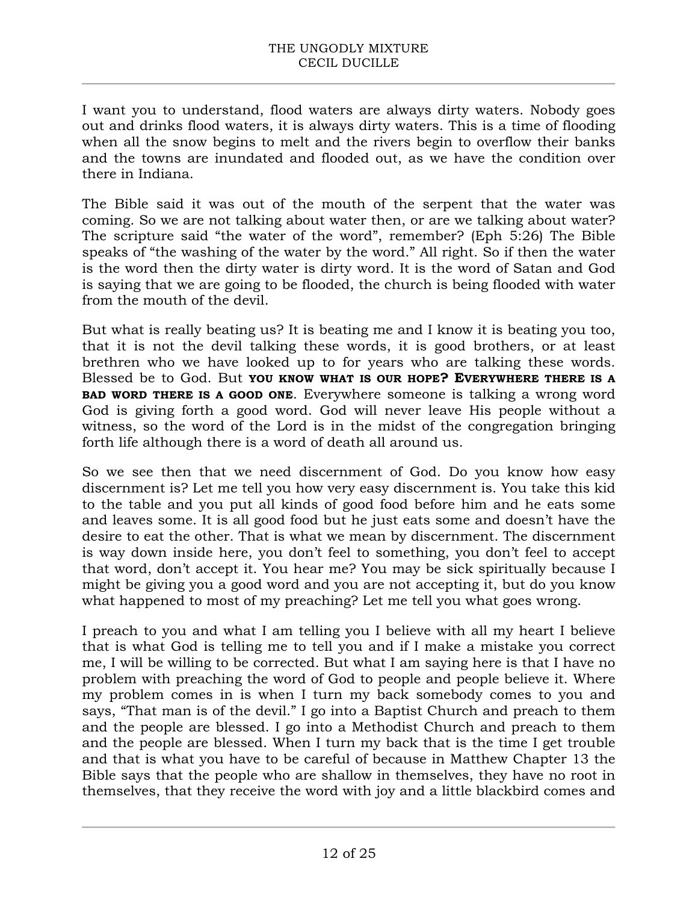I want you to understand, flood waters are always dirty waters. Nobody goes out and drinks flood waters, it is always dirty waters. This is a time of flooding when all the snow begins to melt and the rivers begin to overflow their banks and the towns are inundated and flooded out, as we have the condition over there in Indiana.

The Bible said it was out of the mouth of the serpent that the water was coming. So we are not talking about water then, or are we talking about water? The scripture said "the water of the word", remember? (Eph 5:26) The Bible speaks of "the washing of the water by the word." All right. So if then the water is the word then the dirty water is dirty word. It is the word of Satan and God is saying that we are going to be flooded, the church is being flooded with water from the mouth of the devil.

But what is really beating us? It is beating me and I know it is beating you too, that it is not the devil talking these words, it is good brothers, or at least brethren who we have looked up to for years who are talking these words. Blessed be to God. But **YOU KNOW WHAT IS OUR HOPE? EVERYWHERE THERE IS A BAD WORD THERE IS A GOOD ONE**. Everywhere someone is talking a wrong word God is giving forth a good word. God will never leave His people without a witness, so the word of the Lord is in the midst of the congregation bringing forth life although there is a word of death all around us.

So we see then that we need discernment of God. Do you know how easy discernment is? Let me tell you how very easy discernment is. You take this kid to the table and you put all kinds of good food before him and he eats some and leaves some. It is all good food but he just eats some and doesn't have the desire to eat the other. That is what we mean by discernment. The discernment is way down inside here, you don't feel to something, you don't feel to accept that word, don't accept it. You hear me? You may be sick spiritually because I might be giving you a good word and you are not accepting it, but do you know what happened to most of my preaching? Let me tell you what goes wrong.

I preach to you and what I am telling you I believe with all my heart I believe that is what God is telling me to tell you and if I make a mistake you correct me, I will be willing to be corrected. But what I am saying here is that I have no problem with preaching the word of God to people and people believe it. Where my problem comes in is when I turn my back somebody comes to you and says, "That man is of the devil." I go into a Baptist Church and preach to them and the people are blessed. I go into a Methodist Church and preach to them and the people are blessed. When I turn my back that is the time I get trouble and that is what you have to be careful of because in Matthew Chapter 13 the Bible says that the people who are shallow in themselves, they have no root in themselves, that they receive the word with joy and a little blackbird comes and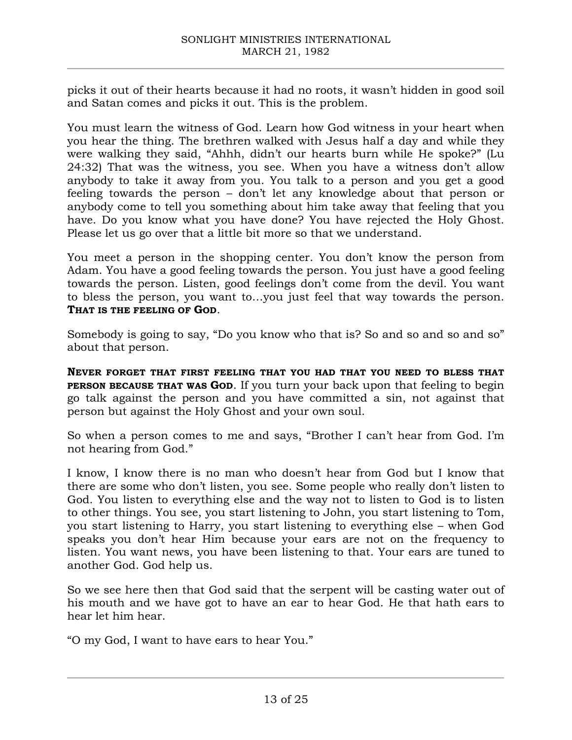picks it out of their hearts because it had no roots, it wasn't hidden in good soil and Satan comes and picks it out. This is the problem.

You must learn the witness of God. Learn how God witness in your heart when you hear the thing. The brethren walked with Jesus half a day and while they were walking they said, "Ahhh, didn't our hearts burn while He spoke?" (Lu 24:32) That was the witness, you see. When you have a witness don't allow anybody to take it away from you. You talk to a person and you get a good feeling towards the person – don't let any knowledge about that person or anybody come to tell you something about him take away that feeling that you have. Do you know what you have done? You have rejected the Holy Ghost. Please let us go over that a little bit more so that we understand.

You meet a person in the shopping center. You don't know the person from Adam. You have a good feeling towards the person. You just have a good feeling towards the person. Listen, good feelings don't come from the devil. You want to bless the person, you want to…you just feel that way towards the person. **THAT IS THE FEELING OF GOD**.

Somebody is going to say, "Do you know who that is? So and so and so and so" about that person.

**NEVER FORGET THAT FIRST FEELING THAT YOU HAD THAT YOU NEED TO BLESS THAT PERSON BECAUSE THAT WAS GOD**. If you turn your back upon that feeling to begin go talk against the person and you have committed a sin, not against that person but against the Holy Ghost and your own soul.

So when a person comes to me and says, "Brother I can't hear from God. I'm not hearing from God."

I know, I know there is no man who doesn't hear from God but I know that there are some who don't listen, you see. Some people who really don't listen to God. You listen to everything else and the way not to listen to God is to listen to other things. You see, you start listening to John, you start listening to Tom, you start listening to Harry, you start listening to everything else – when God speaks you don't hear Him because your ears are not on the frequency to listen. You want news, you have been listening to that. Your ears are tuned to another God. God help us.

So we see here then that God said that the serpent will be casting water out of his mouth and we have got to have an ear to hear God. He that hath ears to hear let him hear.

"O my God, I want to have ears to hear You."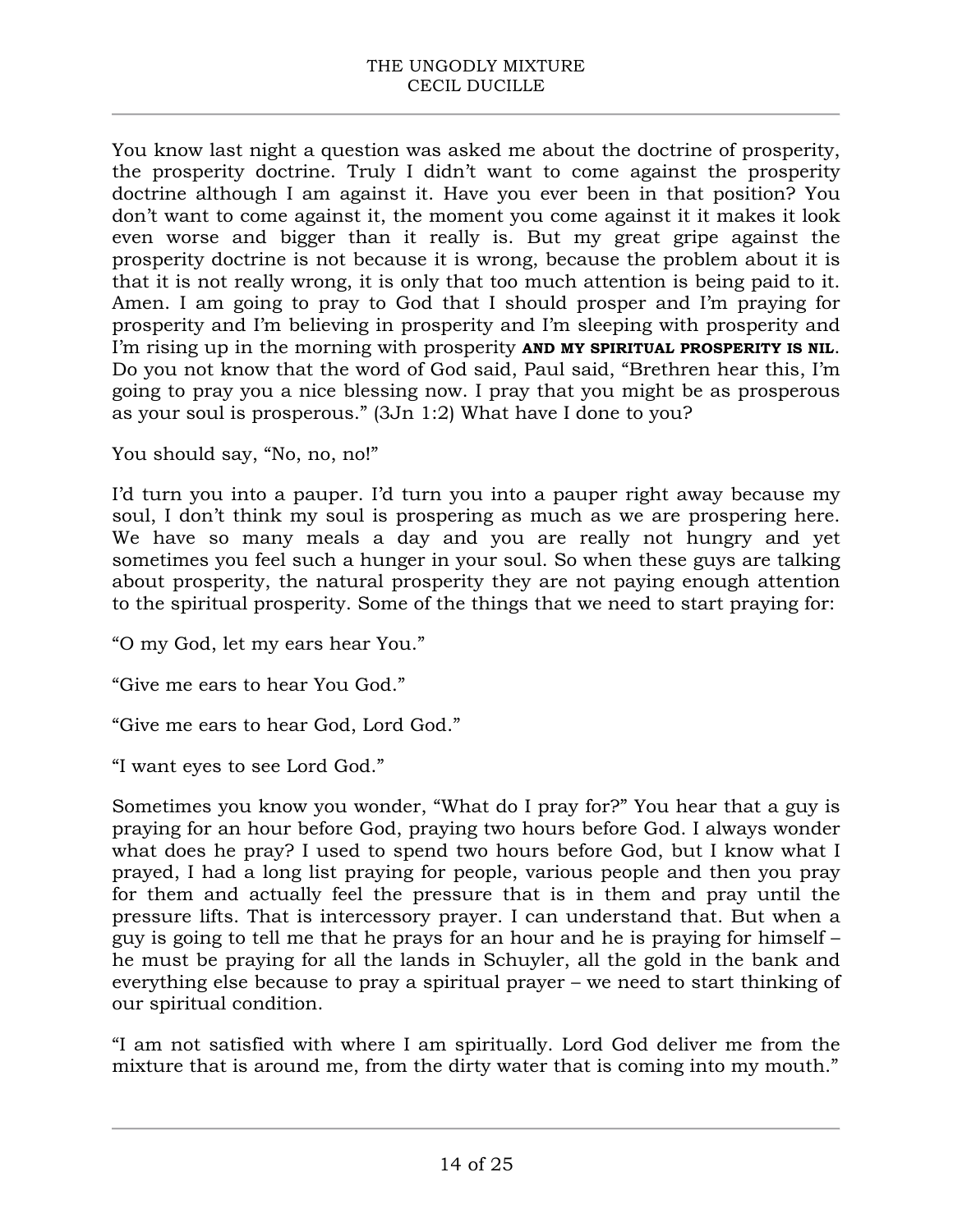You know last night a question was asked me about the doctrine of prosperity, the prosperity doctrine. Truly I didn't want to come against the prosperity doctrine although I am against it. Have you ever been in that position? You don't want to come against it, the moment you come against it it makes it look even worse and bigger than it really is. But my great gripe against the prosperity doctrine is not because it is wrong, because the problem about it is that it is not really wrong, it is only that too much attention is being paid to it. Amen. I am going to pray to God that I should prosper and I'm praying for prosperity and I'm believing in prosperity and I'm sleeping with prosperity and I'm rising up in the morning with prosperity **AND MY SPIRITUAL PROSPERITY IS NIL**. Do you not know that the word of God said, Paul said, "Brethren hear this, I'm going to pray you a nice blessing now. I pray that you might be as prosperous as your soul is prosperous." (3Jn 1:2) What have I done to you?

You should say, "No, no, no!"

I'd turn you into a pauper. I'd turn you into a pauper right away because my soul, I don't think my soul is prospering as much as we are prospering here. We have so many meals a day and you are really not hungry and yet sometimes you feel such a hunger in your soul. So when these guys are talking about prosperity, the natural prosperity they are not paying enough attention to the spiritual prosperity. Some of the things that we need to start praying for:

"O my God, let my ears hear You."

"Give me ears to hear You God."

"Give me ears to hear God, Lord God."

"I want eyes to see Lord God."

Sometimes you know you wonder, "What do I pray for?" You hear that a guy is praying for an hour before God, praying two hours before God. I always wonder what does he pray? I used to spend two hours before God, but I know what I prayed, I had a long list praying for people, various people and then you pray for them and actually feel the pressure that is in them and pray until the pressure lifts. That is intercessory prayer. I can understand that. But when a guy is going to tell me that he prays for an hour and he is praying for himself – he must be praying for all the lands in Schuyler, all the gold in the bank and everything else because to pray a spiritual prayer – we need to start thinking of our spiritual condition.

"I am not satisfied with where I am spiritually. Lord God deliver me from the mixture that is around me, from the dirty water that is coming into my mouth."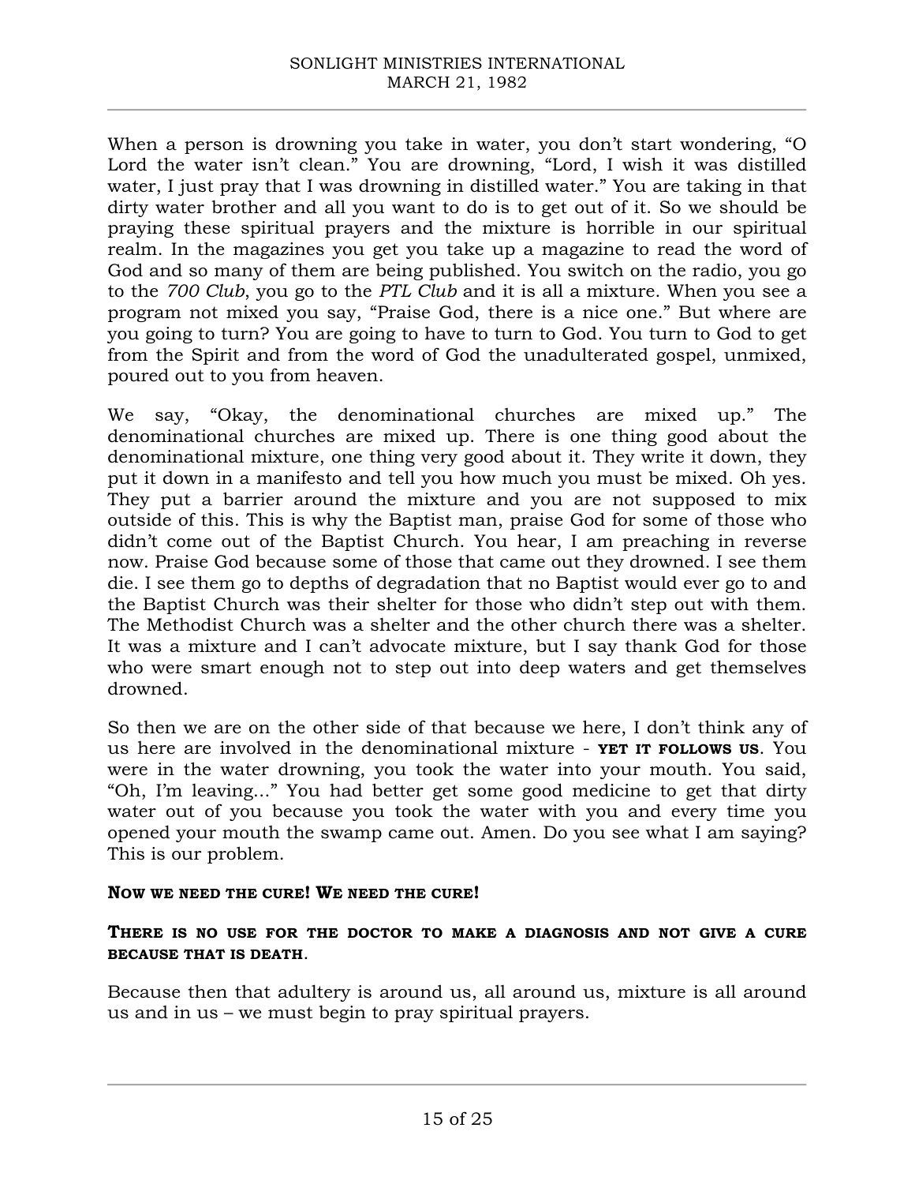When a person is drowning you take in water, you don't start wondering, "O Lord the water isn't clean." You are drowning, "Lord, I wish it was distilled water, I just pray that I was drowning in distilled water." You are taking in that dirty water brother and all you want to do is to get out of it. So we should be praying these spiritual prayers and the mixture is horrible in our spiritual realm. In the magazines you get you take up a magazine to read the word of God and so many of them are being published. You switch on the radio, you go to the *700 Club*, you go to the *PTL Club* and it is all a mixture. When you see a program not mixed you say, "Praise God, there is a nice one." But where are you going to turn? You are going to have to turn to God. You turn to God to get from the Spirit and from the word of God the unadulterated gospel, unmixed, poured out to you from heaven.

We say, "Okay, the denominational churches are mixed up." The denominational churches are mixed up. There is one thing good about the denominational mixture, one thing very good about it. They write it down, they put it down in a manifesto and tell you how much you must be mixed. Oh yes. They put a barrier around the mixture and you are not supposed to mix outside of this. This is why the Baptist man, praise God for some of those who didn't come out of the Baptist Church. You hear, I am preaching in reverse now. Praise God because some of those that came out they drowned. I see them die. I see them go to depths of degradation that no Baptist would ever go to and the Baptist Church was their shelter for those who didn't step out with them. The Methodist Church was a shelter and the other church there was a shelter. It was a mixture and I can't advocate mixture, but I say thank God for those who were smart enough not to step out into deep waters and get themselves drowned.

So then we are on the other side of that because we here, I don't think any of us here are involved in the denominational mixture - **YET IT FOLLOWS US**. You were in the water drowning, you took the water into your mouth. You said, "Oh, I'm leaving..." You had better get some good medicine to get that dirty water out of you because you took the water with you and every time you opened your mouth the swamp came out. Amen. Do you see what I am saying? This is our problem.

**NOW WE NEED THE CURE! WE NEED THE CURE!**

**THERE IS NO USE FOR THE DOCTOR TO MAKE A DIAGNOSIS AND NOT GIVE A CURE BECAUSE THAT IS DEATH**.

Because then that adultery is around us, all around us, mixture is all around us and in us – we must begin to pray spiritual prayers.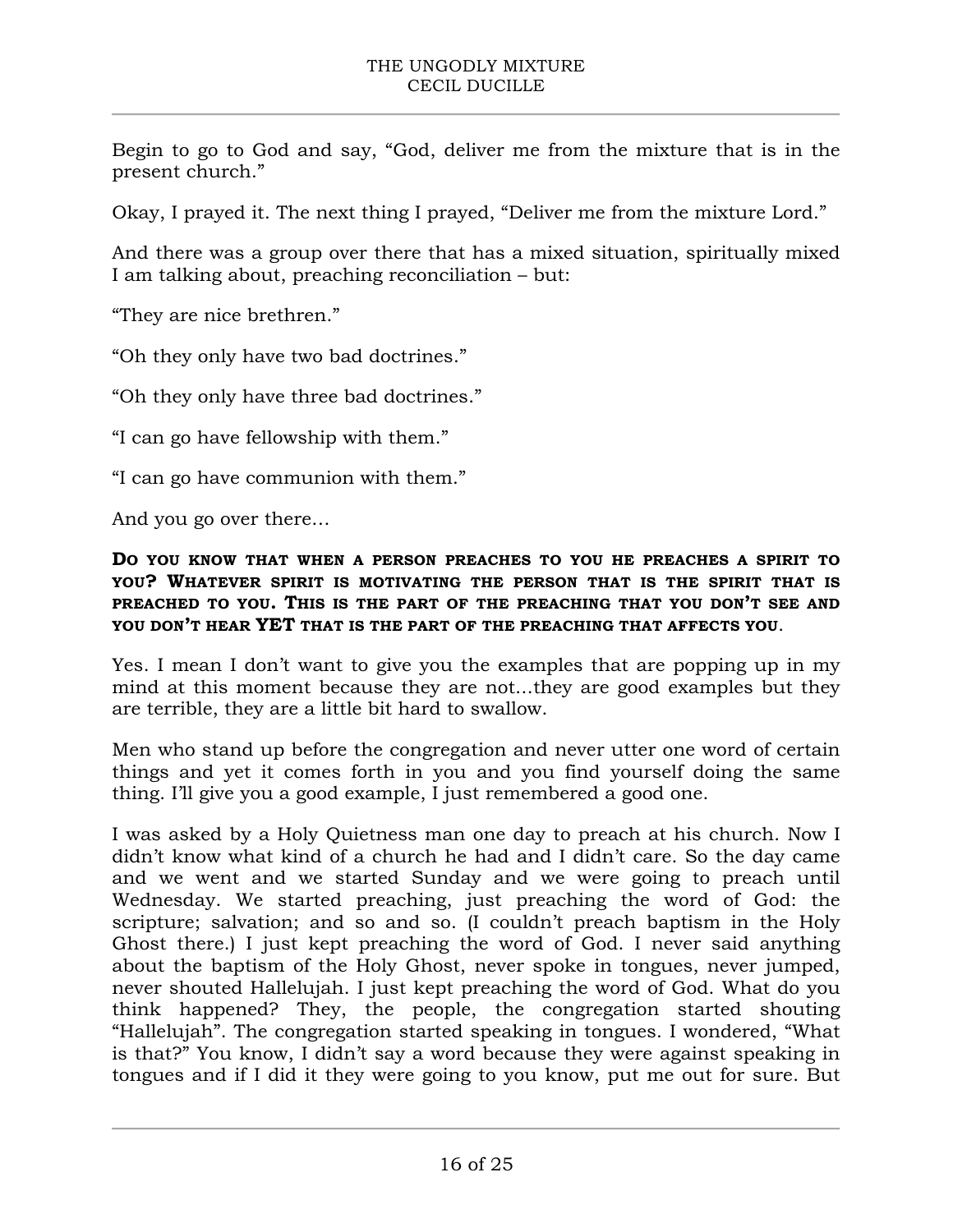Begin to go to God and say, "God, deliver me from the mixture that is in the present church."

Okay, I prayed it. The next thing I prayed, "Deliver me from the mixture Lord."

And there was a group over there that has a mixed situation, spiritually mixed I am talking about, preaching reconciliation – but:

"They are nice brethren."

"Oh they only have two bad doctrines."

"Oh they only have three bad doctrines."

"I can go have fellowship with them."

"I can go have communion with them."

And you go over there…

**DO YOU KNOW THAT WHEN A PERSON PREACHES TO YOU HE PREACHES A SPIRIT TO YOU? WHATEVER SPIRIT IS MOTIVATING THE PERSON THAT IS THE SPIRIT THAT IS PREACHED TO YOU. THIS IS THE PART OF THE PREACHING THAT YOU DON'T SEE AND YOU DON'T HEAR YET THAT IS THE PART OF THE PREACHING THAT AFFECTS YOU.**

Yes. I mean I don't want to give you the examples that are popping up in my mind at this moment because they are not…they are good examples but they are terrible, they are a little bit hard to swallow.

Men who stand up before the congregation and never utter one word of certain things and yet it comes forth in you and you find yourself doing the same thing. I'll give you a good example, I just remembered a good one.

I was asked by a Holy Quietness man one day to preach at his church. Now I didn't know what kind of a church he had and I didn't care. So the day came and we went and we started Sunday and we were going to preach until Wednesday. We started preaching, just preaching the word of God: the scripture; salvation; and so and so. (I couldn't preach baptism in the Holy Ghost there.) I just kept preaching the word of God. I never said anything about the baptism of the Holy Ghost, never spoke in tongues, never jumped, never shouted Hallelujah. I just kept preaching the word of God. What do you think happened? They, the people, the congregation started shouting "Hallelujah". The congregation started speaking in tongues. I wondered, "What is that?" You know, I didn't say a word because they were against speaking in tongues and if I did it they were going to you know, put me out for sure. But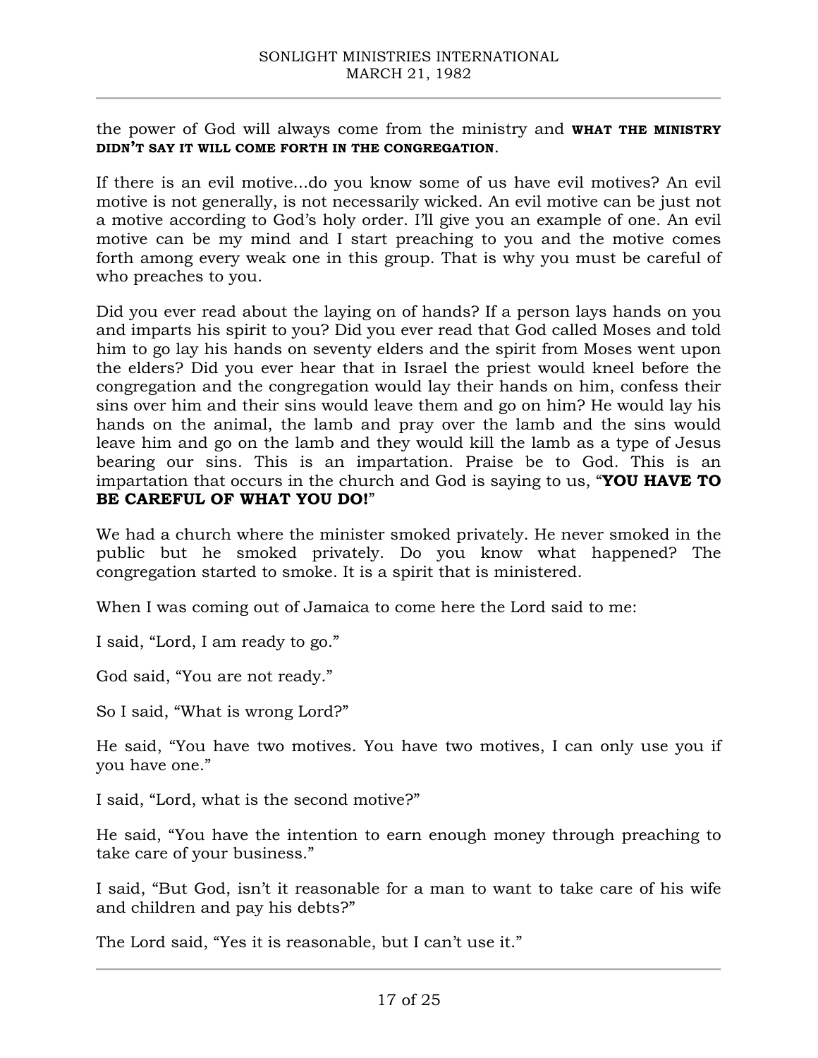the power of God will always come from the ministry and **WHAT THE MINISTRY DIDN'T SAY IT WILL COME FORTH IN THE CONGREGATION**.

If there is an evil motive...do you know some of us have evil motives? An evil motive is not generally, is not necessarily wicked. An evil motive can be just not a motive according to God's holy order. I'll give you an example of one. An evil motive can be my mind and I start preaching to you and the motive comes forth among every weak one in this group. That is why you must be careful of who preaches to you.

Did you ever read about the laying on of hands? If a person lays hands on you and imparts his spirit to you? Did you ever read that God called Moses and told him to go lay his hands on seventy elders and the spirit from Moses went upon the elders? Did you ever hear that in Israel the priest would kneel before the congregation and the congregation would lay their hands on him, confess their sins over him and their sins would leave them and go on him? He would lay his hands on the animal, the lamb and pray over the lamb and the sins would leave him and go on the lamb and they would kill the lamb as a type of Jesus bearing our sins. This is an impartation. Praise be to God. This is an impartation that occurs in the church and God is saying to us, "**YOU HAVE TO BE CAREFUL OF WHAT YOU DO!**"

We had a church where the minister smoked privately. He never smoked in the public but he smoked privately. Do you know what happened? The congregation started to smoke. It is a spirit that is ministered.

When I was coming out of Jamaica to come here the Lord said to me:

I said, "Lord, I am ready to go."

God said, "You are not ready."

So I said, "What is wrong Lord?"

He said, "You have two motives. You have two motives, I can only use you if you have one."

I said, "Lord, what is the second motive?"

He said, "You have the intention to earn enough money through preaching to take care of your business."

I said, "But God, isn't it reasonable for a man to want to take care of his wife and children and pay his debts?"

The Lord said, "Yes it is reasonable, but I can't use it."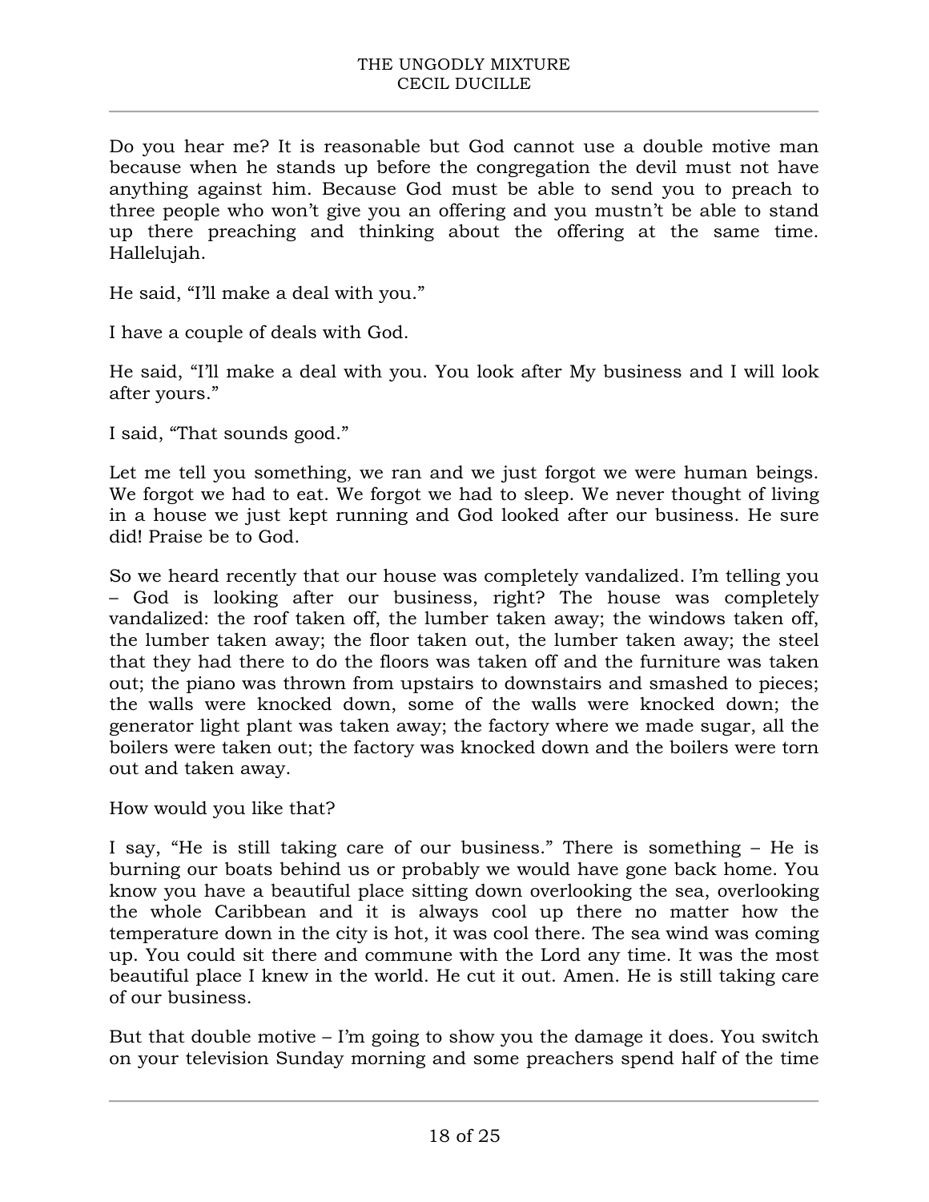Do you hear me? It is reasonable but God cannot use a double motive man because when he stands up before the congregation the devil must not have anything against him. Because God must be able to send you to preach to three people who won't give you an offering and you mustn't be able to stand up there preaching and thinking about the offering at the same time. Hallelujah.

He said, "I'll make a deal with you."

I have a couple of deals with God.

He said, "I'll make a deal with you. You look after My business and I will look after yours."

I said, "That sounds good."

Let me tell you something, we ran and we just forgot we were human beings. We forgot we had to eat. We forgot we had to sleep. We never thought of living in a house we just kept running and God looked after our business. He sure did! Praise be to God.

So we heard recently that our house was completely vandalized. I'm telling you – God is looking after our business, right? The house was completely vandalized: the roof taken off, the lumber taken away; the windows taken off, the lumber taken away; the floor taken out, the lumber taken away; the steel that they had there to do the floors was taken off and the furniture was taken out; the piano was thrown from upstairs to downstairs and smashed to pieces; the walls were knocked down, some of the walls were knocked down; the generator light plant was taken away; the factory where we made sugar, all the boilers were taken out; the factory was knocked down and the boilers were torn out and taken away.

How would you like that?

I say, "He is still taking care of our business." There is something – He is burning our boats behind us or probably we would have gone back home. You know you have a beautiful place sitting down overlooking the sea, overlooking the whole Caribbean and it is always cool up there no matter how the temperature down in the city is hot, it was cool there. The sea wind was coming up. You could sit there and commune with the Lord any time. It was the most beautiful place I knew in the world. He cut it out. Amen. He is still taking care of our business.

But that double motive – I'm going to show you the damage it does. You switch on your television Sunday morning and some preachers spend half of the time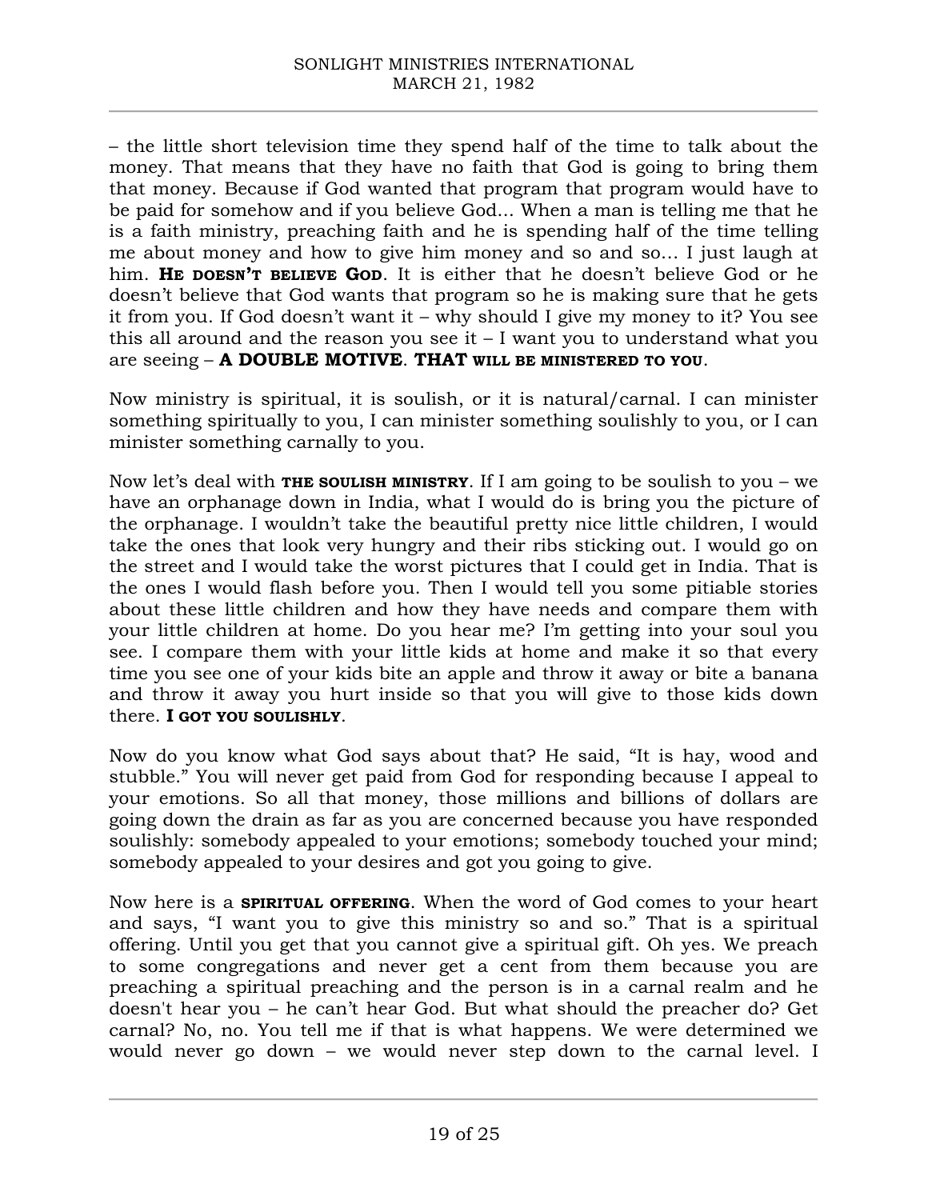– the little short television time they spend half of the time to talk about the money. That means that they have no faith that God is going to bring them that money. Because if God wanted that program that program would have to be paid for somehow and if you believe God… When a man is telling me that he is a faith ministry, preaching faith and he is spending half of the time telling me about money and how to give him money and so and so… I just laugh at him. **HE DOESN'T BELIEVE GOD**. It is either that he doesn't believe God or he doesn't believe that God wants that program so he is making sure that he gets it from you. If God doesn't want it – why should I give my money to it? You see this all around and the reason you see it – I want you to understand what you are seeing – **A DOUBLE MOTIVE**. **THAT WILL BE MINISTERED TO YOU**.

Now ministry is spiritual, it is soulish, or it is natural/carnal. I can minister something spiritually to you, I can minister something soulishly to you, or I can minister something carnally to you.

Now let's deal with **THE SOULISH MINISTRY**. If I am going to be soulish to you – we have an orphanage down in India, what I would do is bring you the picture of the orphanage. I wouldn't take the beautiful pretty nice little children, I would take the ones that look very hungry and their ribs sticking out. I would go on the street and I would take the worst pictures that I could get in India. That is the ones I would flash before you. Then I would tell you some pitiable stories about these little children and how they have needs and compare them with your little children at home. Do you hear me? I'm getting into your soul you see. I compare them with your little kids at home and make it so that every time you see one of your kids bite an apple and throw it away or bite a banana and throw it away you hurt inside so that you will give to those kids down there. **I GOT YOU SOULISHLY**.

Now do you know what God says about that? He said, "It is hay, wood and stubble." You will never get paid from God for responding because I appeal to your emotions. So all that money, those millions and billions of dollars are going down the drain as far as you are concerned because you have responded soulishly: somebody appealed to your emotions; somebody touched your mind; somebody appealed to your desires and got you going to give.

Now here is a **SPIRITUAL OFFERING**. When the word of God comes to your heart and says, "I want you to give this ministry so and so." That is a spiritual offering. Until you get that you cannot give a spiritual gift. Oh yes. We preach to some congregations and never get a cent from them because you are preaching a spiritual preaching and the person is in a carnal realm and he doesn't hear you – he can't hear God. But what should the preacher do? Get carnal? No, no. You tell me if that is what happens. We were determined we would never go down – we would never step down to the carnal level. I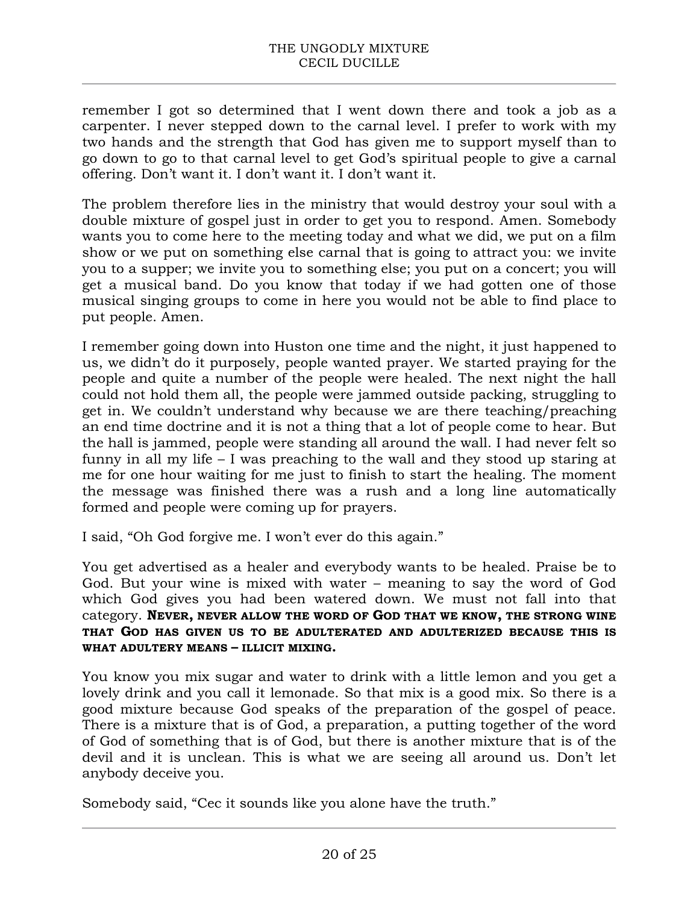remember I got so determined that I went down there and took a job as a carpenter. I never stepped down to the carnal level. I prefer to work with my two hands and the strength that God has given me to support myself than to go down to go to that carnal level to get God's spiritual people to give a carnal offering. Don't want it. I don't want it. I don't want it.

The problem therefore lies in the ministry that would destroy your soul with a double mixture of gospel just in order to get you to respond. Amen. Somebody wants you to come here to the meeting today and what we did, we put on a film show or we put on something else carnal that is going to attract you: we invite you to a supper; we invite you to something else; you put on a concert; you will get a musical band. Do you know that today if we had gotten one of those musical singing groups to come in here you would not be able to find place to put people. Amen.

I remember going down into Huston one time and the night, it just happened to us, we didn't do it purposely, people wanted prayer. We started praying for the people and quite a number of the people were healed. The next night the hall could not hold them all, the people were jammed outside packing, struggling to get in. We couldn't understand why because we are there teaching/preaching an end time doctrine and it is not a thing that a lot of people come to hear. But the hall is jammed, people were standing all around the wall. I had never felt so funny in all my life – I was preaching to the wall and they stood up staring at me for one hour waiting for me just to finish to start the healing. The moment the message was finished there was a rush and a long line automatically formed and people were coming up for prayers.

I said, "Oh God forgive me. I won't ever do this again."

You get advertised as a healer and everybody wants to be healed. Praise be to God. But your wine is mixed with water – meaning to say the word of God which God gives you had been watered down. We must not fall into that category. **NEVER, NEVER ALLOW THE WORD OF GOD THAT WE KNOW, THE STRONG WINE THAT GOD HAS GIVEN US TO BE ADULTERATED AND ADULTERIZED BECAUSE THIS IS WHAT ADULTERY MEANS – ILLICIT MIXING.**

You know you mix sugar and water to drink with a little lemon and you get a lovely drink and you call it lemonade. So that mix is a good mix. So there is a good mixture because God speaks of the preparation of the gospel of peace. There is a mixture that is of God, a preparation, a putting together of the word of God of something that is of God, but there is another mixture that is of the devil and it is unclean. This is what we are seeing all around us. Don't let anybody deceive you.

Somebody said, "Cec it sounds like you alone have the truth."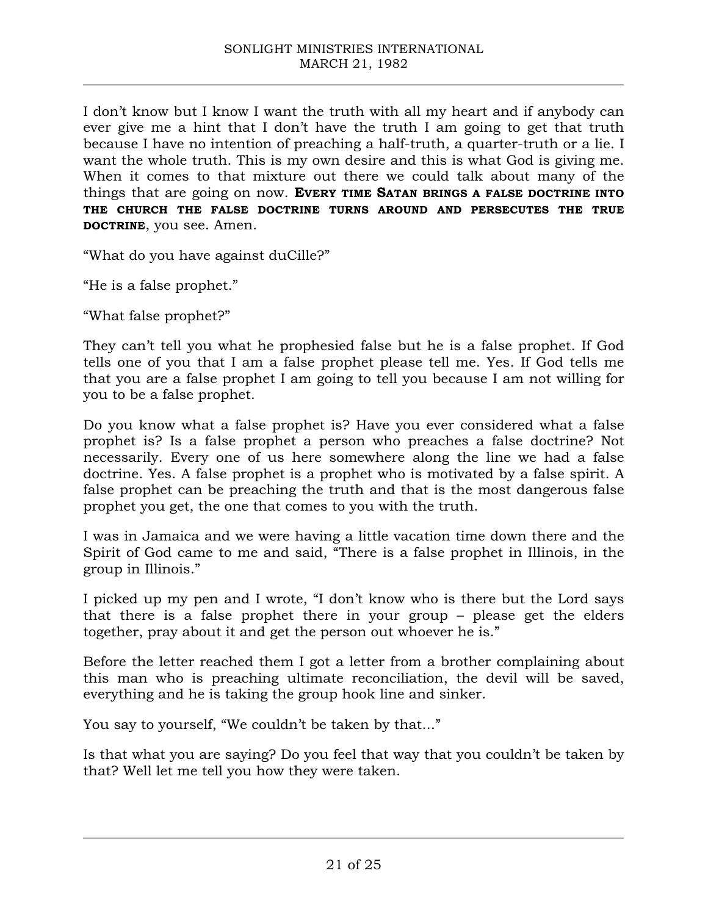I don't know but I know I want the truth with all my heart and if anybody can ever give me a hint that I don't have the truth I am going to get that truth because I have no intention of preaching a half-truth, a quarter-truth or a lie. I want the whole truth. This is my own desire and this is what God is giving me. When it comes to that mixture out there we could talk about many of the things that are going on now. **EVERY TIME SATAN BRINGS A FALSE DOCTRINE INTO THE CHURCH THE FALSE DOCTRINE TURNS AROUND AND PERSECUTES THE TRUE DOCTRINE**, you see. Amen.

"What do you have against duCille?"

"He is a false prophet."

"What false prophet?"

They can't tell you what he prophesied false but he is a false prophet. If God tells one of you that I am a false prophet please tell me. Yes. If God tells me that you are a false prophet I am going to tell you because I am not willing for you to be a false prophet.

Do you know what a false prophet is? Have you ever considered what a false prophet is? Is a false prophet a person who preaches a false doctrine? Not necessarily. Every one of us here somewhere along the line we had a false doctrine. Yes. A false prophet is a prophet who is motivated by a false spirit. A false prophet can be preaching the truth and that is the most dangerous false prophet you get, the one that comes to you with the truth.

I was in Jamaica and we were having a little vacation time down there and the Spirit of God came to me and said, "There is a false prophet in Illinois, in the group in Illinois."

I picked up my pen and I wrote, "I don't know who is there but the Lord says that there is a false prophet there in your group – please get the elders together, pray about it and get the person out whoever he is."

Before the letter reached them I got a letter from a brother complaining about this man who is preaching ultimate reconciliation, the devil will be saved, everything and he is taking the group hook line and sinker.

You say to yourself, "We couldn't be taken by that..."

Is that what you are saying? Do you feel that way that you couldn't be taken by that? Well let me tell you how they were taken.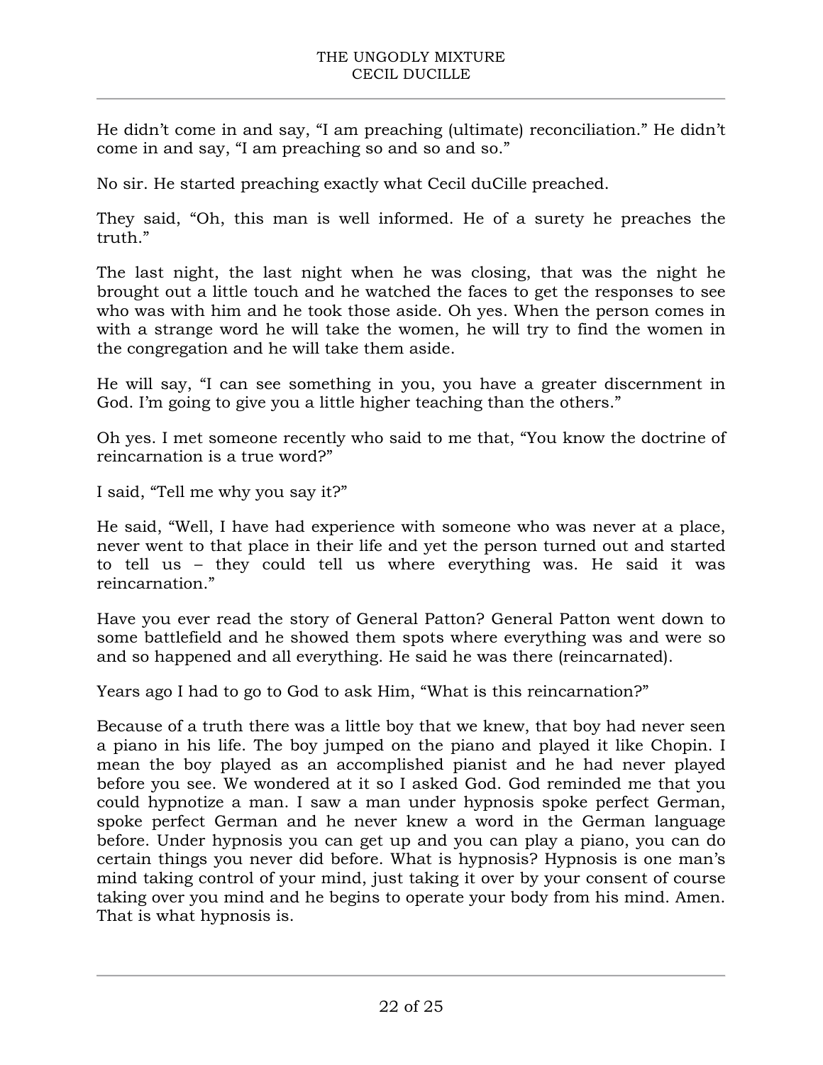He didn't come in and say, "I am preaching (ultimate) reconciliation." He didn't come in and say, "I am preaching so and so and so."

No sir. He started preaching exactly what Cecil duCille preached.

They said, "Oh, this man is well informed. He of a surety he preaches the truth."

The last night, the last night when he was closing, that was the night he brought out a little touch and he watched the faces to get the responses to see who was with him and he took those aside. Oh yes. When the person comes in with a strange word he will take the women, he will try to find the women in the congregation and he will take them aside.

He will say, "I can see something in you, you have a greater discernment in God. I'm going to give you a little higher teaching than the others."

Oh yes. I met someone recently who said to me that, "You know the doctrine of reincarnation is a true word?"

I said, "Tell me why you say it?"

He said, "Well, I have had experience with someone who was never at a place, never went to that place in their life and yet the person turned out and started to tell us – they could tell us where everything was. He said it was reincarnation."

Have you ever read the story of General Patton? General Patton went down to some battlefield and he showed them spots where everything was and were so and so happened and all everything. He said he was there (reincarnated).

Years ago I had to go to God to ask Him, "What is this reincarnation?"

Because of a truth there was a little boy that we knew, that boy had never seen a piano in his life. The boy jumped on the piano and played it like Chopin. I mean the boy played as an accomplished pianist and he had never played before you see. We wondered at it so I asked God. God reminded me that you could hypnotize a man. I saw a man under hypnosis spoke perfect German, spoke perfect German and he never knew a word in the German language before. Under hypnosis you can get up and you can play a piano, you can do certain things you never did before. What is hypnosis? Hypnosis is one man's mind taking control of your mind, just taking it over by your consent of course taking over you mind and he begins to operate your body from his mind. Amen. That is what hypnosis is.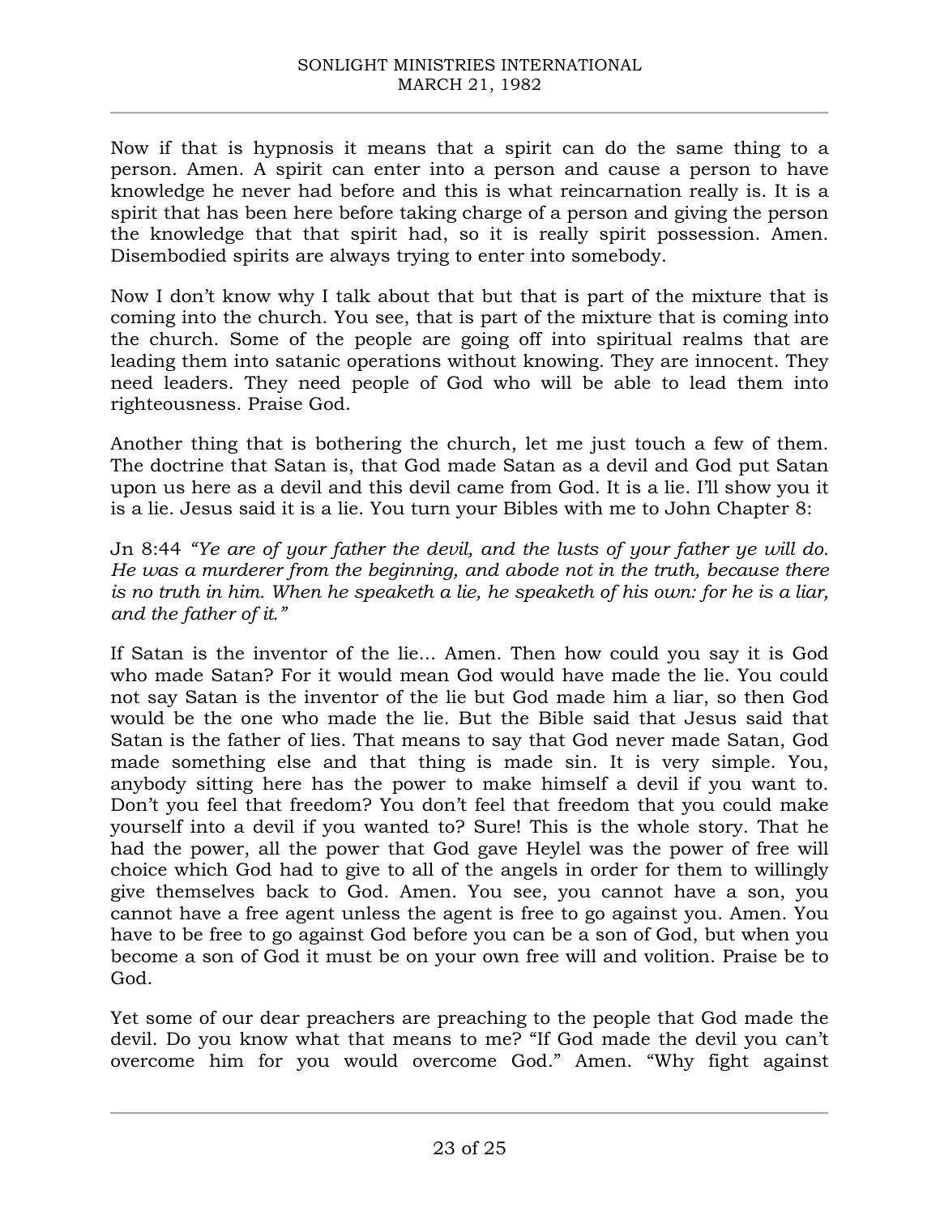Now if that is hypnosis it means that a spirit can do the same thing to a person. Amen. A spirit can enter into a person and cause a person to have knowledge he never had before and this is what reincarnation really is. It is a spirit that has been here before taking charge of a person and giving the person the knowledge that that spirit had, so it is really spirit possession. Amen. Disembodied spirits are always trying to enter into somebody.

Now I don't know why I talk about that but that is part of the mixture that is coming into the church. You see, that is part of the mixture that is coming into the church. Some of the people are going off into spiritual realms that are leading them into satanic operations without knowing. They are innocent. They need leaders. They need people of God who will be able to lead them into righteousness. Praise God.

Another thing that is bothering the church, let me just touch a few of them. The doctrine that Satan is, that God made Satan as a devil and God put Satan upon us here as a devil and this devil came from God. It is a lie. I'll show you it is a lie. Jesus said it is a lie. You turn your Bibles with me to John Chapter 8:

Jn 8:44 *"Ye are of your father the devil, and the lusts of your father ye will do. He was a murderer from the beginning, and abode not in the truth, because there is no truth in him. When he speaketh a lie, he speaketh of his own: for he is a liar, and the father of it."*

If Satan is the inventor of the lie... Amen. Then how could you say it is God who made Satan? For it would mean God would have made the lie. You could not say Satan is the inventor of the lie but God made him a liar, so then God would be the one who made the lie. But the Bible said that Jesus said that Satan is the father of lies. That means to say that God never made Satan, God made something else and that thing is made sin. It is very simple. You, anybody sitting here has the power to make himself a devil if you want to. Don't you feel that freedom? You don't feel that freedom that you could make yourself into a devil if you wanted to? Sure! This is the whole story. That he had the power, all the power that God gave Heylel was the power of free will choice which God had to give to all of the angels in order for them to willingly give themselves back to God. Amen. You see, you cannot have a son, you cannot have a free agent unless the agent is free to go against you. Amen. You have to be free to go against God before you can be a son of God, but when you become a son of God it must be on your own free will and volition. Praise be to God.

Yet some of our dear preachers are preaching to the people that God made the devil. Do you know what that means to me? "If God made the devil you can't overcome him for you would overcome God." Amen. "Why fight against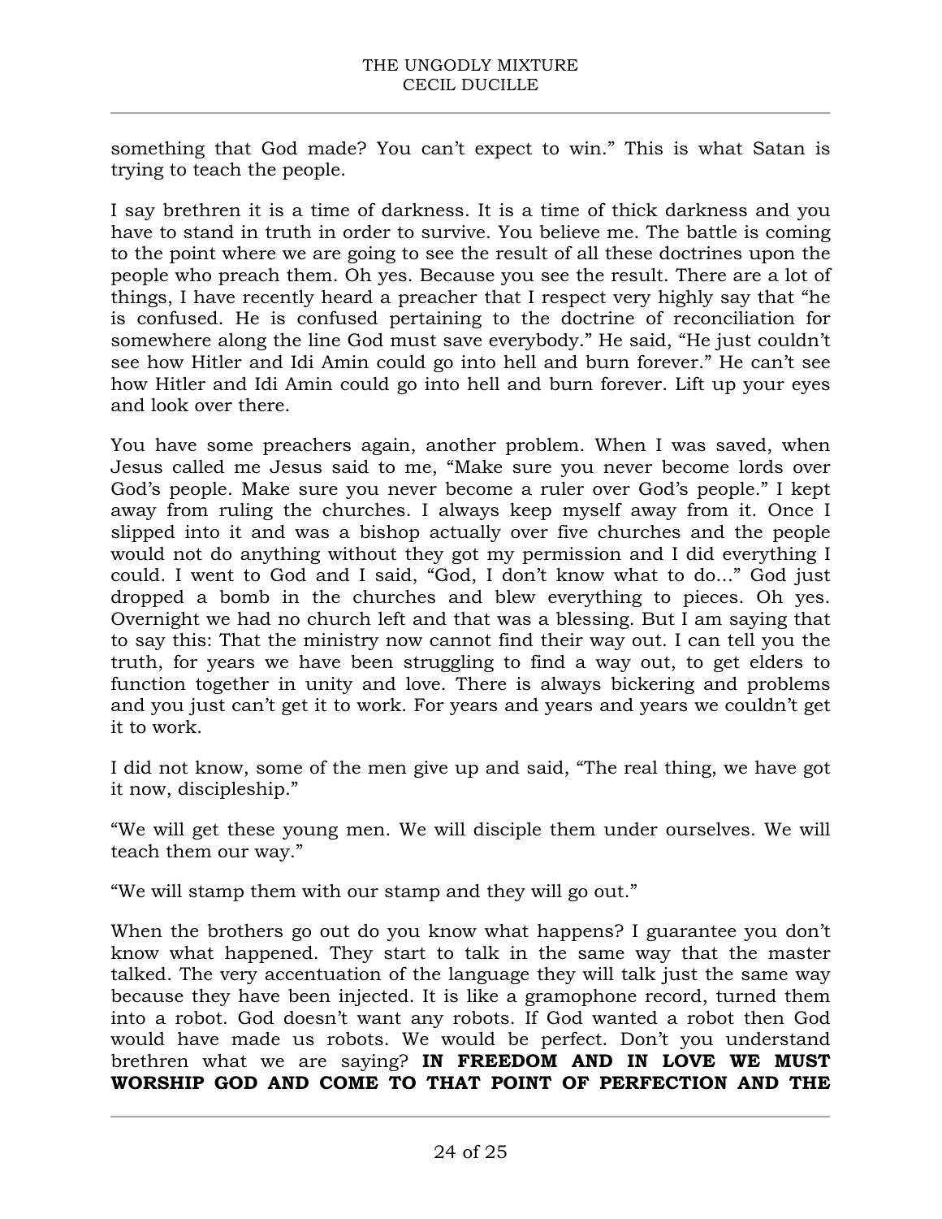something that God made? You can't expect to win." This is what Satan is trying to teach the people.

I say brethren it is a time of darkness. It is a time of thick darkness and you have to stand in truth in order to survive. You believe me. The battle is coming to the point where we are going to see the result of all these doctrines upon the people who preach them. Oh yes. Because you see the result. There are a lot of things, I have recently heard a preacher that I respect very highly say that "he is confused. He is confused pertaining to the doctrine of reconciliation for somewhere along the line God must save everybody." He said, "He just couldn't see how Hitler and Idi Amin could go into hell and burn forever." He can't see how Hitler and Idi Amin could go into hell and burn forever. Lift up your eyes and look over there.

You have some preachers again, another problem. When I was saved, when Jesus called me Jesus said to me, "Make sure you never become lords over God's people. Make sure you never become a ruler over God's people." I kept away from ruling the churches. I always keep myself away from it. Once I slipped into it and was a bishop actually over five churches and the people would not do anything without they got my permission and I did everything I could. I went to God and I said, "God, I don't know what to do..." God just dropped a bomb in the churches and blew everything to pieces. Oh yes. Overnight we had no church left and that was a blessing. But I am saying that to say this: That the ministry now cannot find their way out. I can tell you the truth, for years we have been struggling to find a way out, to get elders to function together in unity and love. There is always bickering and problems and you just can't get it to work. For years and years and years we couldn't get it to work.

I did not know, some of the men give up and said, "The real thing, we have got it now, discipleship."

"We will get these young men. We will disciple them under ourselves. We will teach them our way."

"We will stamp them with our stamp and they will go out."

When the brothers go out do you know what happens? I guarantee you don't know what happened. They start to talk in the same way that the master talked. The very accentuation of the language they will talk just the same way because they have been injected. It is like a gramophone record, turned them into a robot. God doesn't want any robots. If God wanted a robot then God would have made us robots. We would be perfect. Don't you understand brethren what we are saying? **IN FREEDOM AND IN LOVE WE MUST WORSHIP GOD AND COME TO THAT POINT OF PERFECTION AND THE**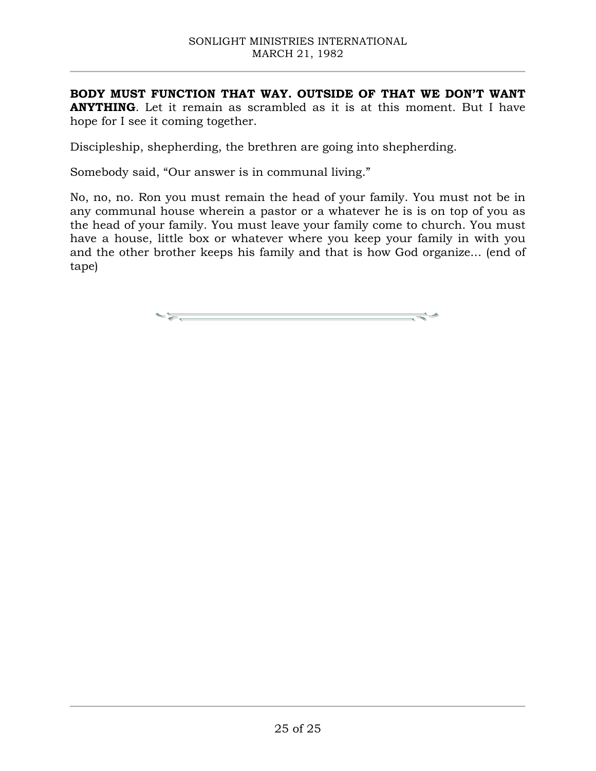**BODY MUST FUNCTION THAT WAY. OUTSIDE OF THAT WE DON'T WANT ANYTHING**. Let it remain as scrambled as it is at this moment. But I have hope for I see it coming together.

Discipleship, shepherding, the brethren are going into shepherding.

Somebody said, "Our answer is in communal living."

No, no, no. Ron you must remain the head of your family. You must not be in any communal house wherein a pastor or a whatever he is is on top of you as the head of your family. You must leave your family come to church. You must have a house, little box or whatever where you keep your family in with you and the other brother keeps his family and that is how God organize… (end of tape)